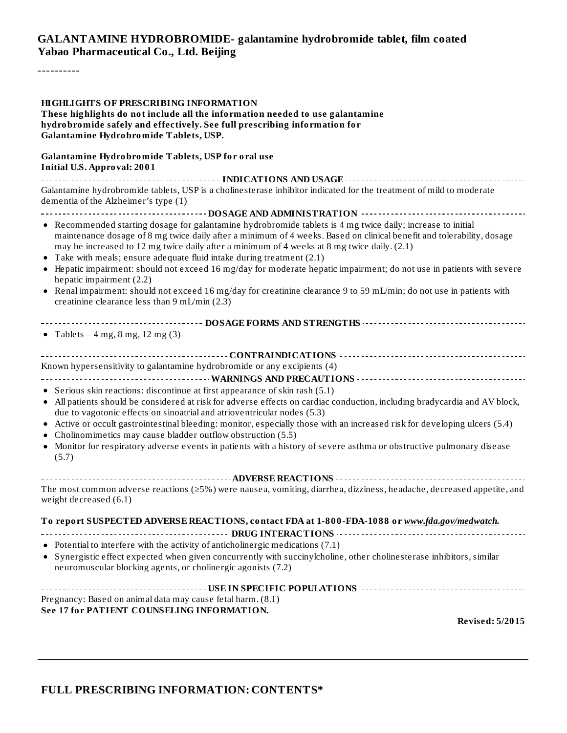# GALANTAMINE HYDROBROMIDE- galantamine hydrobromide tablet, film coated

**Yabao Pharmaceutical Co., Ltd. Beijing**

----------

**HIGHLIGHTS OF PRESCRIBING INFORMATION**

**These highlights do not include all the information needed to use galantamine hydrobromide safely and effectively. See full prescribing information for Galantamine Hydrobromide Tablets, USP.**

**Galantamine Hydrobromide Tablets, USP for oral use**
**Initial U.S. Approval: 2001**

## INDICATIONS AND USAGE

Galantamine hydrobromide tablets, USP is a cholinesterase inhibitor indicated for the treatment of mild to moderate dementia of the Alzheimer's type (1)

## DOSAGE AND ADMINISTRATION

- Recommended starting dosage for galantamine hydrobromide tablets is 4 mg twice daily; increase to initial maintenance dosage of 8 mg twice daily after a minimum of 4 weeks. Based on clinical benefit and tolerability, dosage may be increased to 12 mg twice daily after a minimum of 4 weeks at 8 mg twice daily. (2.1)
- Take with meals; ensure adequate fluid intake during treatment (2.1)
- Hepatic impairment: should not exceed 16 mg/day for moderate hepatic impairment; do not use in patients with severe hepatic impairment (2.2)
- Renal impairment: should not exceed 16 mg/day for creatinine clearance 9 to 59 mL/min; do not use in patients with creatinine clearance less than 9 mL/min (2.3)

## DOSAGE FORMS AND STRENGTHS

- Tablets – 4 mg, 8 mg, 12 mg (3)

## CONTRAINDICATIONS

Known hypersensitivity to galantamine hydrobromide or any excipients (4)

## WARNINGS AND PRECAUTIONS

- Serious skin reactions: discontinue at first appearance of skin rash (5.1)
- All patients should be considered at risk for adverse effects on cardiac conduction, including bradycardia and AV block, due to vagotonic effects on sinoatrial and atrioventricular nodes (5.3)
- Active or occult gastrointestinal bleeding: monitor, especially those with an increased risk for developing ulcers (5.4)
- Cholinomimetics may cause bladder outflow obstruction (5.5)
- Monitor for respiratory adverse events in patients with a history of severe asthma or obstructive pulmonary disease (5.7)

## ADVERSE REACTIONS

The most common adverse reactions (≥5%) were nausea, vomiting, diarrhea, dizziness, headache, decreased appetite, and weight decreased (6.1)

**To report SUSPECTED ADVERSE REACTIONS, contact FDA at 1-800-FDA-1088 or *www.fda.gov/medwatch*.**

## DRUG INTERACTIONS

- Potential to interfere with the activity of anticholinergic medications (7.1)
- Synergistic effect expected when given concurrently with succinylcholine, other cholinesterase inhibitors, similar neuromuscular blocking agents, or cholinergic agonists (7.2)

## USE IN SPECIFIC POPULATIONS

Pregnancy: Based on animal data may cause fetal harm. (8.1)

**See 17 for PATIENT COUNSELING INFORMATION.**

**Revised: 5/2015**

---

## FULL PRESCRIBING INFORMATION: CONTENTS*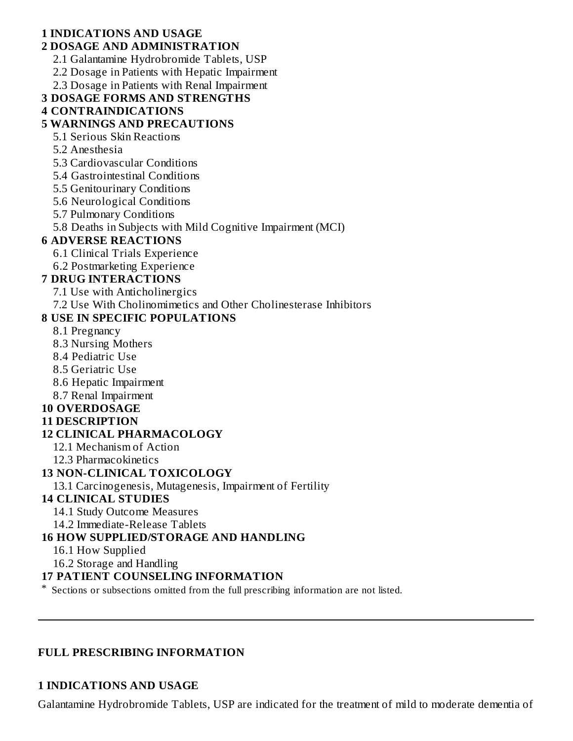**1 INDICATIONS AND USAGE**

**2 DOSAGE AND ADMINISTRATION**

- 2.1 Galantamine Hydrobromide Tablets, USP
- 2.2 Dosage in Patients with Hepatic Impairment
- 2.3 Dosage in Patients with Renal Impairment

**3 DOSAGE FORMS AND STRENGTHS**

**4 CONTRAINDICATIONS**

**5 WARNINGS AND PRECAUTIONS**

- 5.1 Serious Skin Reactions
- 5.2 Anesthesia
- 5.3 Cardiovascular Conditions
- 5.4 Gastrointestinal Conditions
- 5.5 Genitourinary Conditions
- 5.6 Neurological Conditions
- 5.7 Pulmonary Conditions
- 5.8 Deaths in Subjects with Mild Cognitive Impairment (MCI)

**6 ADVERSE REACTIONS**

- 6.1 Clinical Trials Experience
- 6.2 Postmarketing Experience

**7 DRUG INTERACTIONS**

- 7.1 Use with Anticholinergics
- 7.2 Use With Cholinomimetics and Other Cholinesterase Inhibitors

**8 USE IN SPECIFIC POPULATIONS**

- 8.1 Pregnancy
- 8.3 Nursing Mothers
- 8.4 Pediatric Use
- 8.5 Geriatric Use
- 8.6 Hepatic Impairment
- 8.7 Renal Impairment

**10 OVERDOSAGE**

**11 DESCRIPTION**

**12 CLINICAL PHARMACOLOGY**

- 12.1 Mechanism of Action
- 12.3 Pharmacokinetics

**13 NON-CLINICAL TOXICOLOGY**

- 13.1 Carcinogenesis, Mutagenesis, Impairment of Fertility

**14 CLINICAL STUDIES**

- 14.1 Study Outcome Measures
- 14.2 Immediate-Release Tablets

**16 HOW SUPPLIED/STORAGE AND HANDLING**

- 16.1 How Supplied
- 16.2 Storage and Handling

**17 PATIENT COUNSELING INFORMATION**

* Sections or subsections omitted from the full prescribing information are not listed.

---

## FULL PRESCRIBING INFORMATION

## 1 INDICATIONS AND USAGE

Galantamine Hydrobromide Tablets, USP are indicated for the treatment of mild to moderate dementia of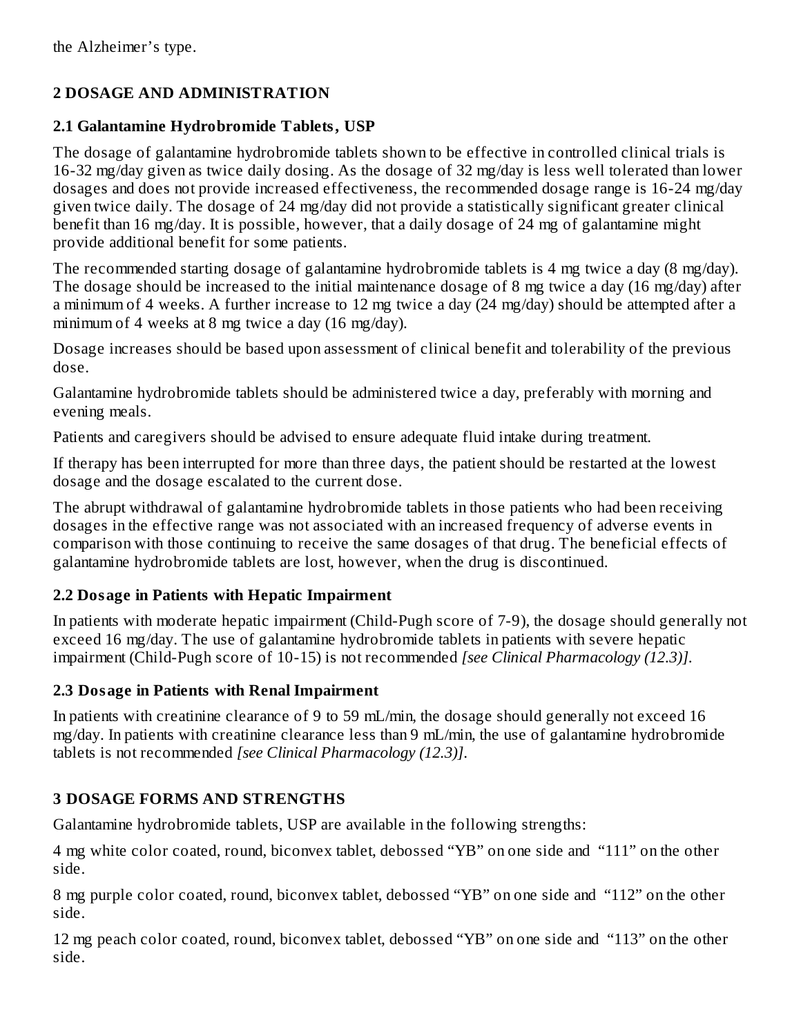the Alzheimer's type.

## 2 DOSAGE AND ADMINISTRATION

### 2.1 Galantamine Hydrobromide Tablets, USP

The dosage of galantamine hydrobromide tablets shown to be effective in controlled clinical trials is 16-32 mg/day given as twice daily dosing. As the dosage of 32 mg/day is less well tolerated than lower dosages and does not provide increased effectiveness, the recommended dosage range is 16-24 mg/day given twice daily. The dosage of 24 mg/day did not provide a statistically significant greater clinical benefit than 16 mg/day. It is possible, however, that a daily dosage of 24 mg of galantamine might provide additional benefit for some patients.

The recommended starting dosage of galantamine hydrobromide tablets is 4 mg twice a day (8 mg/day). The dosage should be increased to the initial maintenance dosage of 8 mg twice a day (16 mg/day) after a minimum of 4 weeks. A further increase to 12 mg twice a day (24 mg/day) should be attempted after a minimum of 4 weeks at 8 mg twice a day (16 mg/day).

Dosage increases should be based upon assessment of clinical benefit and tolerability of the previous dose.

Galantamine hydrobromide tablets should be administered twice a day, preferably with morning and evening meals.

Patients and caregivers should be advised to ensure adequate fluid intake during treatment.

If therapy has been interrupted for more than three days, the patient should be restarted at the lowest dosage and the dosage escalated to the current dose.

The abrupt withdrawal of galantamine hydrobromide tablets in those patients who had been receiving dosages in the effective range was not associated with an increased frequency of adverse events in comparison with those continuing to receive the same dosages of that drug. The beneficial effects of galantamine hydrobromide tablets are lost, however, when the drug is discontinued.

### 2.2 Dosage in Patients with Hepatic Impairment

In patients with moderate hepatic impairment (Child-Pugh score of 7-9), the dosage should generally not exceed 16 mg/day. The use of galantamine hydrobromide tablets in patients with severe hepatic impairment (Child-Pugh score of 10-15) is not recommended *[see Clinical Pharmacology (12.3)]*.

### 2.3 Dosage in Patients with Renal Impairment

In patients with creatinine clearance of 9 to 59 mL/min, the dosage should generally not exceed 16 mg/day. In patients with creatinine clearance less than 9 mL/min, the use of galantamine hydrobromide tablets is not recommended *[see Clinical Pharmacology (12.3)]*.

## 3 DOSAGE FORMS AND STRENGTHS

Galantamine hydrobromide tablets, USP are available in the following strengths:

4 mg white color coated, round, biconvex tablet, debossed "YB" on one side and "111" on the other side.

8 mg purple color coated, round, biconvex tablet, debossed "YB" on one side and "112" on the other side.

12 mg peach color coated, round, biconvex tablet, debossed "YB" on one side and "113" on the other side.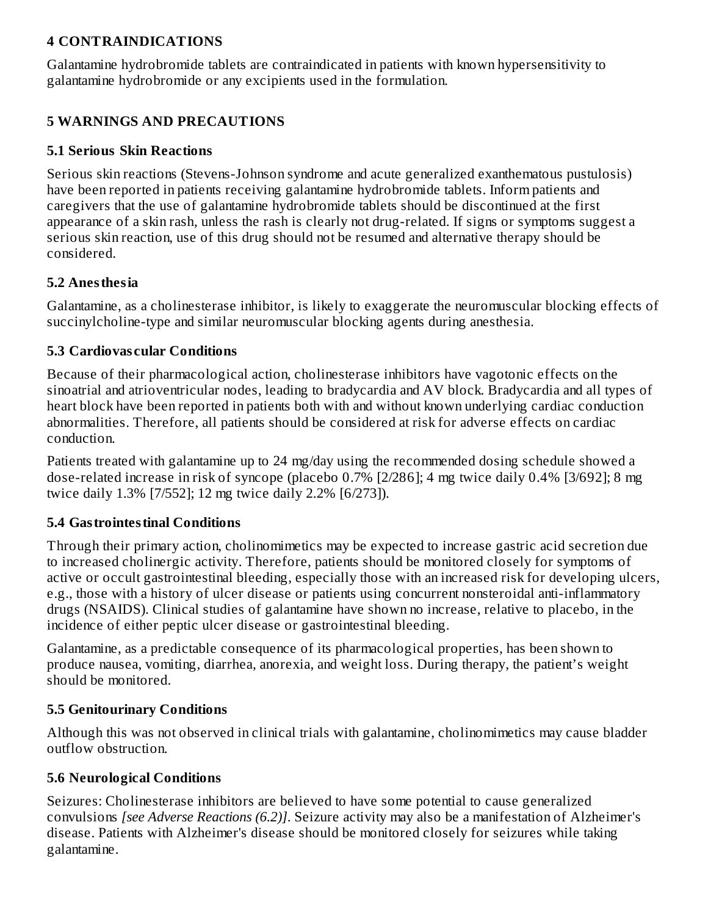## 4 CONTRAINDICATIONS

Galantamine hydrobromide tablets are contraindicated in patients with known hypersensitivity to galantamine hydrobromide or any excipients used in the formulation.

## 5 WARNINGS AND PRECAUTIONS

### 5.1 Serious Skin Reactions

Serious skin reactions (Stevens-Johnson syndrome and acute generalized exanthematous pustulosis) have been reported in patients receiving galantamine hydrobromide tablets. Inform patients and caregivers that the use of galantamine hydrobromide tablets should be discontinued at the first appearance of a skin rash, unless the rash is clearly not drug-related. If signs or symptoms suggest a serious skin reaction, use of this drug should not be resumed and alternative therapy should be considered.

### 5.2 Anesthesia

Galantamine, as a cholinesterase inhibitor, is likely to exaggerate the neuromuscular blocking effects of succinylcholine-type and similar neuromuscular blocking agents during anesthesia.

### 5.3 Cardiovascular Conditions

Because of their pharmacological action, cholinesterase inhibitors have vagotonic effects on the sinoatrial and atrioventricular nodes, leading to bradycardia and AV block. Bradycardia and all types of heart block have been reported in patients both with and without known underlying cardiac conduction abnormalities. Therefore, all patients should be considered at risk for adverse effects on cardiac conduction.

Patients treated with galantamine up to 24 mg/day using the recommended dosing schedule showed a dose-related increase in risk of syncope (placebo 0.7% [2/286]; 4 mg twice daily 0.4% [3/692]; 8 mg twice daily 1.3% [7/552]; 12 mg twice daily 2.2% [6/273]).

### 5.4 Gastrointestinal Conditions

Through their primary action, cholinomimetics may be expected to increase gastric acid secretion due to increased cholinergic activity. Therefore, patients should be monitored closely for symptoms of active or occult gastrointestinal bleeding, especially those with an increased risk for developing ulcers, e.g., those with a history of ulcer disease or patients using concurrent nonsteroidal anti-inflammatory drugs (NSAIDS). Clinical studies of galantamine have shown no increase, relative to placebo, in the incidence of either peptic ulcer disease or gastrointestinal bleeding.

Galantamine, as a predictable consequence of its pharmacological properties, has been shown to produce nausea, vomiting, diarrhea, anorexia, and weight loss. During therapy, the patient's weight should be monitored.

### 5.5 Genitourinary Conditions

Although this was not observed in clinical trials with galantamine, cholinomimetics may cause bladder outflow obstruction.

### 5.6 Neurological Conditions

Seizures: Cholinesterase inhibitors are believed to have some potential to cause generalized convulsions *[see Adverse Reactions (6.2)]*. Seizure activity may also be a manifestation of Alzheimer's disease. Patients with Alzheimer's disease should be monitored closely for seizures while taking galantamine.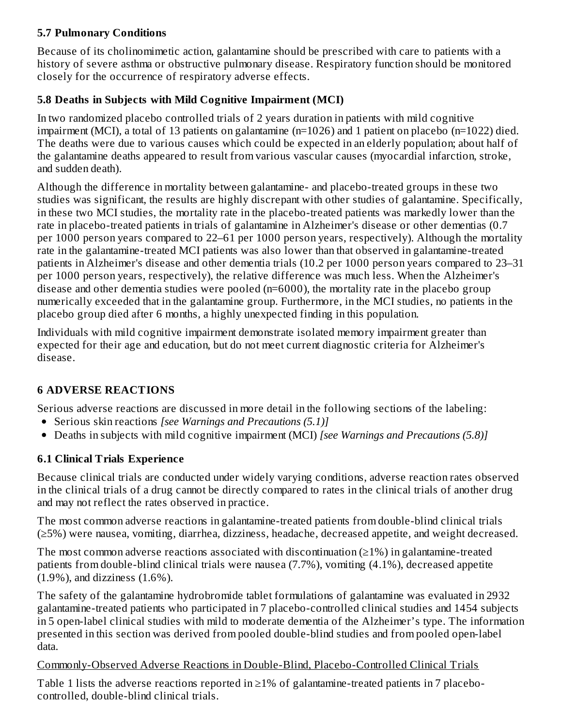### 5.7 Pulmonary Conditions

Because of its cholinomimetic action, galantamine should be prescribed with care to patients with a history of severe asthma or obstructive pulmonary disease. Respiratory function should be monitored closely for the occurrence of respiratory adverse effects.

### 5.8 Deaths in Subjects with Mild Cognitive Impairment (MCI)

In two randomized placebo controlled trials of 2 years duration in patients with mild cognitive impairment (MCI), a total of 13 patients on galantamine (n=1026) and 1 patient on placebo (n=1022) died. The deaths were due to various causes which could be expected in an elderly population; about half of the galantamine deaths appeared to result from various vascular causes (myocardial infarction, stroke, and sudden death).

Although the difference in mortality between galantamine- and placebo-treated groups in these two studies was significant, the results are highly discrepant with other studies of galantamine. Specifically, in these two MCI studies, the mortality rate in the placebo-treated patients was markedly lower than the rate in placebo-treated patients in trials of galantamine in Alzheimer's disease or other dementias (0.7 per 1000 person years compared to 22–61 per 1000 person years, respectively). Although the mortality rate in the galantamine-treated MCI patients was also lower than that observed in galantamine-treated patients in Alzheimer's disease and other dementia trials (10.2 per 1000 person years compared to 23–31 per 1000 person years, respectively), the relative difference was much less. When the Alzheimer's disease and other dementia studies were pooled (n=6000), the mortality rate in the placebo group numerically exceeded that in the galantamine group. Furthermore, in the MCI studies, no patients in the placebo group died after 6 months, a highly unexpected finding in this population.

Individuals with mild cognitive impairment demonstrate isolated memory impairment greater than expected for their age and education, but do not meet current diagnostic criteria for Alzheimer's disease.

## 6 ADVERSE REACTIONS

Serious adverse reactions are discussed in more detail in the following sections of the labeling:

- Serious skin reactions *[see Warnings and Precautions (5.1)]*
- Deaths in subjects with mild cognitive impairment (MCI) *[see Warnings and Precautions (5.8)]*

### 6.1 Clinical Trials Experience

Because clinical trials are conducted under widely varying conditions, adverse reaction rates observed in the clinical trials of a drug cannot be directly compared to rates in the clinical trials of another drug and may not reflect the rates observed in practice.

The most common adverse reactions in galantamine-treated patients from double-blind clinical trials (≥5%) were nausea, vomiting, diarrhea, dizziness, headache, decreased appetite, and weight decreased.

The most common adverse reactions associated with discontinuation (≥1%) in galantamine-treated patients from double-blind clinical trials were nausea (7.7%), vomiting (4.1%), decreased appetite (1.9%), and dizziness (1.6%).

The safety of the galantamine hydrobromide tablet formulations of galantamine was evaluated in 2932 galantamine-treated patients who participated in 7 placebo-controlled clinical studies and 1454 subjects in 5 open-label clinical studies with mild to moderate dementia of the Alzheimer's type. The information presented in this section was derived from pooled double-blind studies and from pooled open-label data.

<u>Commonly-Observed Adverse Reactions in Double-Blind, Placebo-Controlled Clinical Trials</u>

Table 1 lists the adverse reactions reported in ≥1% of galantamine-treated patients in 7 placebo-controlled, double-blind clinical trials.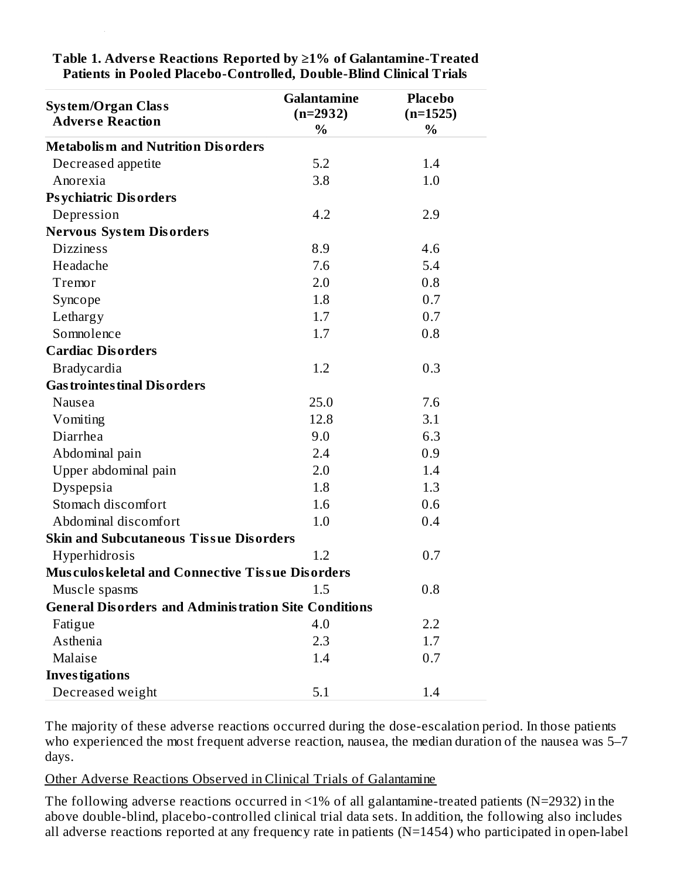**Table 1. Adverse Reactions Reported by ≥1% of Galantamine-Treated Patients in Pooled Placebo-Controlled, Double-Blind Clinical Trials**

| System/Organ Class<br>Adverse Reaction | Galantamine (n=2932) % | Placebo (n=1525) % |
|---|---|---|
| **Metabolism and Nutrition Disorders** | | |
| Decreased appetite | 5.2 | 1.4 |
| Anorexia | 3.8 | 1.0 |
| **Psychiatric Disorders** | | |
| Depression | 4.2 | 2.9 |
| **Nervous System Disorders** | | |
| Dizziness | 8.9 | 4.6 |
| Headache | 7.6 | 5.4 |
| Tremor | 2.0 | 0.8 |
| Syncope | 1.8 | 0.7 |
| Lethargy | 1.7 | 0.7 |
| Somnolence | 1.7 | 0.8 |
| **Cardiac Disorders** | | |
| Bradycardia | 1.2 | 0.3 |
| **Gastrointestinal Disorders** | | |
| Nausea | 25.0 | 7.6 |
| Vomiting | 12.8 | 3.1 |
| Diarrhea | 9.0 | 6.3 |
| Abdominal pain | 2.4 | 0.9 |
| Upper abdominal pain | 2.0 | 1.4 |
| Dyspepsia | 1.8 | 1.3 |
| Stomach discomfort | 1.6 | 0.6 |
| Abdominal discomfort | 1.0 | 0.4 |
| **Skin and Subcutaneous Tissue Disorders** | | |
| Hyperhidrosis | 1.2 | 0.7 |
| **Musculoskeletal and Connective Tissue Disorders** | | |
| Muscle spasms | 1.5 | 0.8 |
| **General Disorders and Administration Site Conditions** | | |
| Fatigue | 4.0 | 2.2 |
| Asthenia | 2.3 | 1.7 |
| Malaise | 1.4 | 0.7 |
| **Investigations** | | |
| Decreased weight | 5.1 | 1.4 |

The majority of these adverse reactions occurred during the dose-escalation period. In those patients who experienced the most frequent adverse reaction, nausea, the median duration of the nausea was 5–7 days.

Other Adverse Reactions Observed in Clinical Trials of Galantamine

The following adverse reactions occurred in <1% of all galantamine-treated patients (N=2932) in the above double-blind, placebo-controlled clinical trial data sets. In addition, the following also includes all adverse reactions reported at any frequency rate in patients (N=1454) who participated in open-label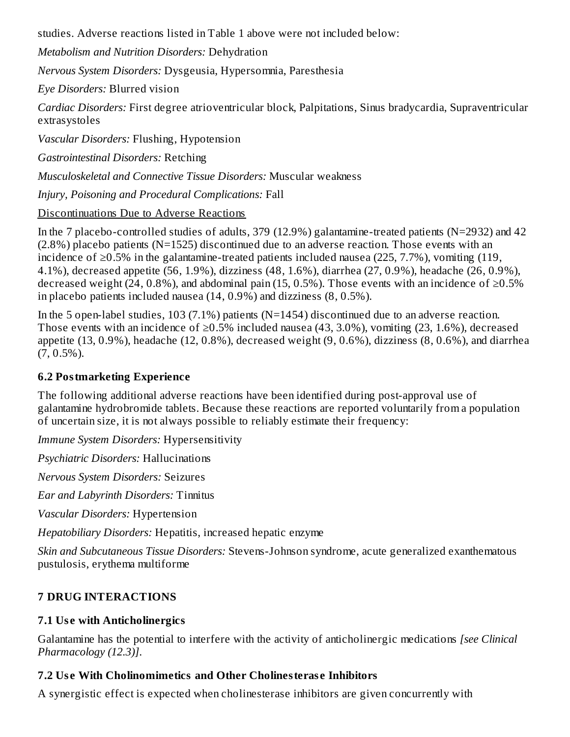studies. Adverse reactions listed in Table 1 above were not included below:

*Metabolism and Nutrition Disorders:* Dehydration

*Nervous System Disorders:* Dysgeusia, Hypersomnia, Paresthesia

*Eye Disorders:* Blurred vision

*Cardiac Disorders:* First degree atrioventricular block, Palpitations, Sinus bradycardia, Supraventricular extrasystoles

*Vascular Disorders:* Flushing, Hypotension

*Gastrointestinal Disorders:* Retching

*Musculoskeletal and Connective Tissue Disorders:* Muscular weakness

*Injury, Poisoning and Procedural Complications:* Fall

Discontinuations Due to Adverse Reactions

In the 7 placebo-controlled studies of adults, 379 (12.9%) galantamine-treated patients (N=2932) and 42 (2.8%) placebo patients (N=1525) discontinued due to an adverse reaction. Those events with an incidence of ≥0.5% in the galantamine-treated patients included nausea (225, 7.7%), vomiting (119, 4.1%), decreased appetite (56, 1.9%), dizziness (48, 1.6%), diarrhea (27, 0.9%), headache (26, 0.9%), decreased weight (24, 0.8%), and abdominal pain (15, 0.5%). Those events with an incidence of ≥0.5% in placebo patients included nausea (14, 0.9%) and dizziness (8, 0.5%).

In the 5 open-label studies, 103 (7.1%) patients (N=1454) discontinued due to an adverse reaction. Those events with an incidence of ≥0.5% included nausea (43, 3.0%), vomiting (23, 1.6%), decreased appetite (13, 0.9%), headache (12, 0.8%), decreased weight (9, 0.6%), dizziness (8, 0.6%), and diarrhea (7, 0.5%).

### 6.2 Postmarketing Experience

The following additional adverse reactions have been identified during post-approval use of galantamine hydrobromide tablets. Because these reactions are reported voluntarily from a population of uncertain size, it is not always possible to reliably estimate their frequency:

*Immune System Disorders:* Hypersensitivity

*Psychiatric Disorders:* Hallucinations

*Nervous System Disorders:* Seizures

*Ear and Labyrinth Disorders:* Tinnitus

*Vascular Disorders:* Hypertension

*Hepatobiliary Disorders:* Hepatitis, increased hepatic enzyme

*Skin and Subcutaneous Tissue Disorders:* Stevens-Johnson syndrome, acute generalized exanthematous pustulosis, erythema multiforme

## 7 DRUG INTERACTIONS

### 7.1 Use with Anticholinergics

Galantamine has the potential to interfere with the activity of anticholinergic medications *[see Clinical Pharmacology (12.3)]*.

### 7.2 Use With Cholinomimetics and Other Cholinesterase Inhibitors

A synergistic effect is expected when cholinesterase inhibitors are given concurrently with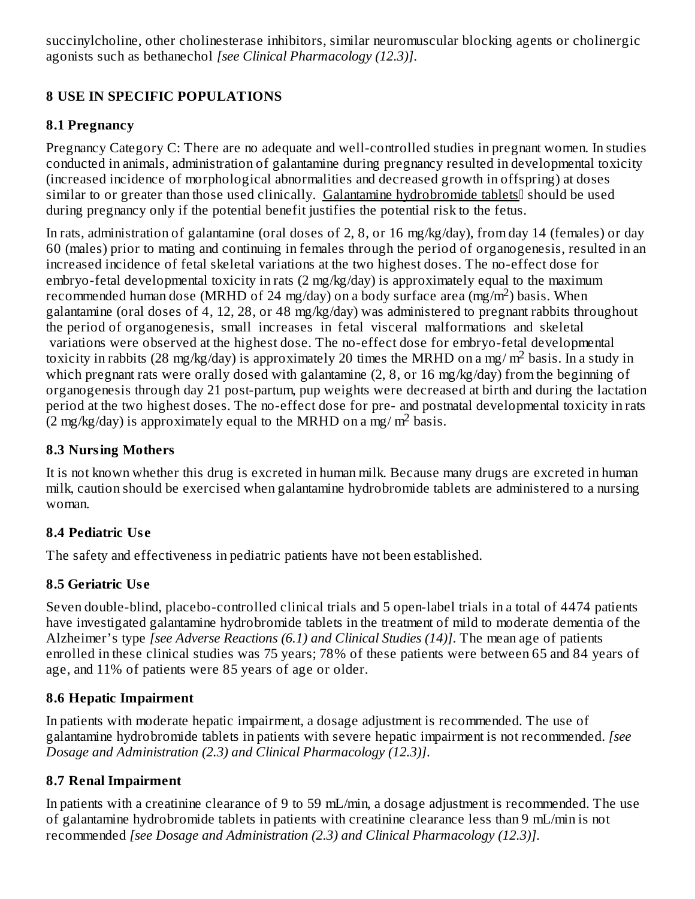succinylcholine, other cholinesterase inhibitors, similar neuromuscular blocking agents or cholinergic agonists such as bethanechol *[see Clinical Pharmacology (12.3)]*.

## 8 USE IN SPECIFIC POPULATIONS

### 8.1 Pregnancy

Pregnancy Category C: There are no adequate and well-controlled studies in pregnant women. In studies conducted in animals, administration of galantamine during pregnancy resulted in developmental toxicity (increased incidence of morphological abnormalities and decreased growth in offspring) at doses similar to or greater than those used clinically. Galantamine hydrobromide tablets should be used during pregnancy only if the potential benefit justifies the potential risk to the fetus.

In rats, administration of galantamine (oral doses of 2, 8, or 16 mg/kg/day), from day 14 (females) or day 60 (males) prior to mating and continuing in females through the period of organogenesis, resulted in an increased incidence of fetal skeletal variations at the two highest doses. The no-effect dose for embryo-fetal developmental toxicity in rats (2 mg/kg/day) is approximately equal to the maximum recommended human dose (MRHD of 24 mg/day) on a body surface area ($mg/m^2$) basis. When galantamine (oral doses of 4, 12, 28, or 48 mg/kg/day) was administered to pregnant rabbits throughout the period of organogenesis, small increases in fetal visceral malformations and skeletal variations were observed at the highest dose. The no-effect dose for embryo-fetal developmental toxicity in rabbits (28 mg/kg/day) is approximately 20 times the MRHD on a $mg/m^2$ basis. In a study in which pregnant rats were orally dosed with galantamine (2, 8, or 16 mg/kg/day) from the beginning of organogenesis through day 21 post-partum, pup weights were decreased at birth and during the lactation period at the two highest doses. The no-effect dose for pre- and postnatal developmental toxicity in rats (2 mg/kg/day) is approximately equal to the MRHD on a $mg/m^2$ basis.

### 8.3 Nursing Mothers

It is not known whether this drug is excreted in human milk. Because many drugs are excreted in human milk, caution should be exercised when galantamine hydrobromide tablets are administered to a nursing woman.

### 8.4 Pediatric Use

The safety and effectiveness in pediatric patients have not been established.

### 8.5 Geriatric Use

Seven double-blind, placebo-controlled clinical trials and 5 open-label trials in a total of 4474 patients have investigated galantamine hydrobromide tablets in the treatment of mild to moderate dementia of the Alzheimer's type *[see Adverse Reactions (6.1) and Clinical Studies (14)]*. The mean age of patients enrolled in these clinical studies was 75 years; 78% of these patients were between 65 and 84 years of age, and 11% of patients were 85 years of age or older.

### 8.6 Hepatic Impairment

In patients with moderate hepatic impairment, a dosage adjustment is recommended. The use of galantamine hydrobromide tablets in patients with severe hepatic impairment is not recommended. *[see Dosage and Administration (2.3) and Clinical Pharmacology (12.3)]*.

### 8.7 Renal Impairment

In patients with a creatinine clearance of 9 to 59 mL/min, a dosage adjustment is recommended. The use of galantamine hydrobromide tablets in patients with creatinine clearance less than 9 mL/min is not recommended *[see Dosage and Administration (2.3) and Clinical Pharmacology (12.3)]*.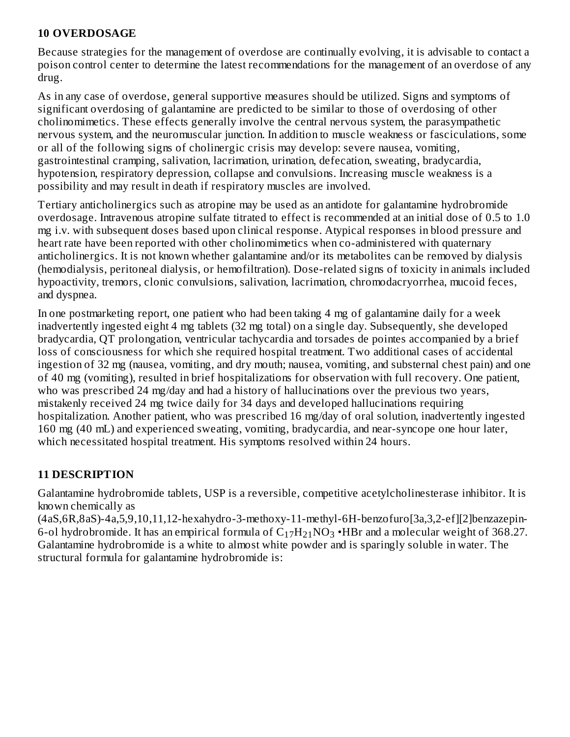## 10 OVERDOSAGE

Because strategies for the management of overdose are continually evolving, it is advisable to contact a poison control center to determine the latest recommendations for the management of an overdose of any drug.

As in any case of overdose, general supportive measures should be utilized. Signs and symptoms of significant overdosing of galantamine are predicted to be similar to those of overdosing of other cholinomimetics. These effects generally involve the central nervous system, the parasympathetic nervous system, and the neuromuscular junction. In addition to muscle weakness or fasciculations, some or all of the following signs of cholinergic crisis may develop: severe nausea, vomiting, gastrointestinal cramping, salivation, lacrimation, urination, defecation, sweating, bradycardia, hypotension, respiratory depression, collapse and convulsions. Increasing muscle weakness is a possibility and may result in death if respiratory muscles are involved.

Tertiary anticholinergics such as atropine may be used as an antidote for galantamine hydrobromide overdosage. Intravenous atropine sulfate titrated to effect is recommended at an initial dose of 0.5 to 1.0 mg i.v. with subsequent doses based upon clinical response. Atypical responses in blood pressure and heart rate have been reported with other cholinomimetics when co-administered with quaternary anticholinergics. It is not known whether galantamine and/or its metabolites can be removed by dialysis (hemodialysis, peritoneal dialysis, or hemofiltration). Dose-related signs of toxicity in animals included hypoactivity, tremors, clonic convulsions, salivation, lacrimation, chromodacryorrhea, mucoid feces, and dyspnea.

In one postmarketing report, one patient who had been taking 4 mg of galantamine daily for a week inadvertently ingested eight 4 mg tablets (32 mg total) on a single day. Subsequently, she developed bradycardia, QT prolongation, ventricular tachycardia and torsades de pointes accompanied by a brief loss of consciousness for which she required hospital treatment. Two additional cases of accidental ingestion of 32 mg (nausea, vomiting, and dry mouth; nausea, vomiting, and substernal chest pain) and one of 40 mg (vomiting), resulted in brief hospitalizations for observation with full recovery. One patient, who was prescribed 24 mg/day and had a history of hallucinations over the previous two years, mistakenly received 24 mg twice daily for 34 days and developed hallucinations requiring hospitalization. Another patient, who was prescribed 16 mg/day of oral solution, inadvertently ingested 160 mg (40 mL) and experienced sweating, vomiting, bradycardia, and near-syncope one hour later, which necessitated hospital treatment. His symptoms resolved within 24 hours.

## 11 DESCRIPTION

Galantamine hydrobromide tablets, USP is a reversible, competitive acetylcholinesterase inhibitor. It is known chemically as (4aS,6R,8aS)-4a,5,9,10,11,12-hexahydro-3-methoxy-11-methyl-6H-benzofuro[3a,3,2-ef][2]benzazepin-6-ol hydrobromide. It has an empirical formula of $C_{17}H_{21}NO_3$ •HBr and a molecular weight of 368.27. Galantamine hydrobromide is a white to almost white powder and is sparingly soluble in water. The structural formula for galantamine hydrobromide is: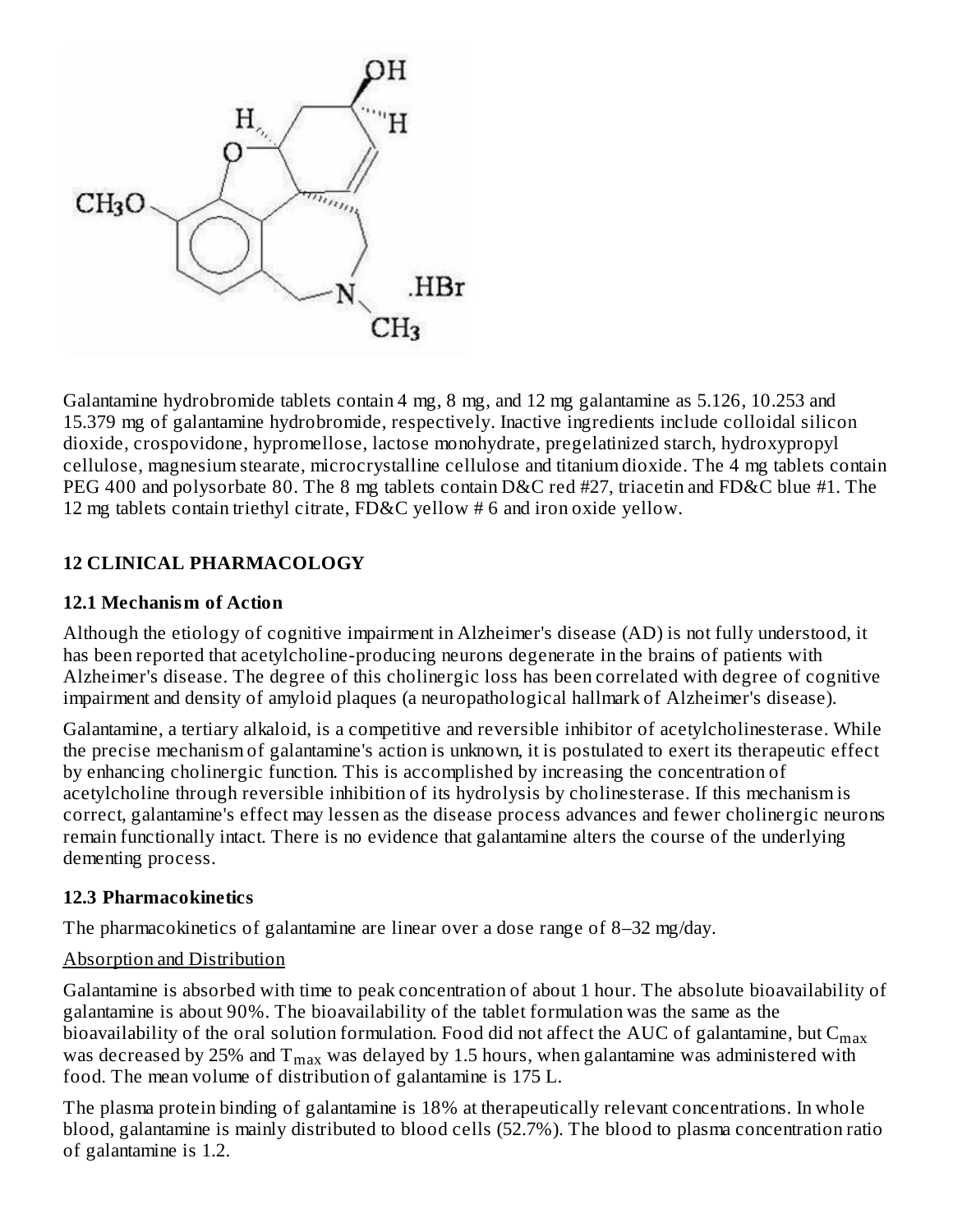Galantamine hydrobromide tablets contain 4 mg, 8 mg, and 12 mg galantamine as 5.126, 10.253 and 15.379 mg of galantamine hydrobromide, respectively. Inactive ingredients include colloidal silicon dioxide, crospovidone, hypromellose, lactose monohydrate, pregelatinized starch, hydroxypropyl cellulose, magnesium stearate, microcrystalline cellulose and titanium dioxide. The 4 mg tablets contain PEG 400 and polysorbate 80. The 8 mg tablets contain D&C red #27, triacetin and FD&C blue #1. The 12 mg tablets contain triethyl citrate, FD&C yellow # 6 and iron oxide yellow.

## 12 CLINICAL PHARMACOLOGY

### 12.1 Mechanism of Action

Although the etiology of cognitive impairment in Alzheimer's disease (AD) is not fully understood, it has been reported that acetylcholine-producing neurons degenerate in the brains of patients with Alzheimer's disease. The degree of this cholinergic loss has been correlated with degree of cognitive impairment and density of amyloid plaques (a neuropathological hallmark of Alzheimer's disease).

Galantamine, a tertiary alkaloid, is a competitive and reversible inhibitor of acetylcholinesterase. While the precise mechanism of galantamine's action is unknown, it is postulated to exert its therapeutic effect by enhancing cholinergic function. This is accomplished by increasing the concentration of acetylcholine through reversible inhibition of its hydrolysis by cholinesterase. If this mechanism is correct, galantamine's effect may lessen as the disease process advances and fewer cholinergic neurons remain functionally intact. There is no evidence that galantamine alters the course of the underlying dementing process.

### 12.3 Pharmacokinetics

The pharmacokinetics of galantamine are linear over a dose range of 8–32 mg/day.

Absorption and Distribution

Galantamine is absorbed with time to peak concentration of about 1 hour. The absolute bioavailability of galantamine is about 90%. The bioavailability of the tablet formulation was the same as the bioavailability of the oral solution formulation. Food did not affect the AUC of galantamine, but $C_{max}$ was decreased by 25% and $T_{max}$ was delayed by 1.5 hours, when galantamine was administered with food. The mean volume of distribution of galantamine is 175 L.

The plasma protein binding of galantamine is 18% at therapeutically relevant concentrations. In whole blood, galantamine is mainly distributed to blood cells (52.7%). The blood to plasma concentration ratio of galantamine is 1.2.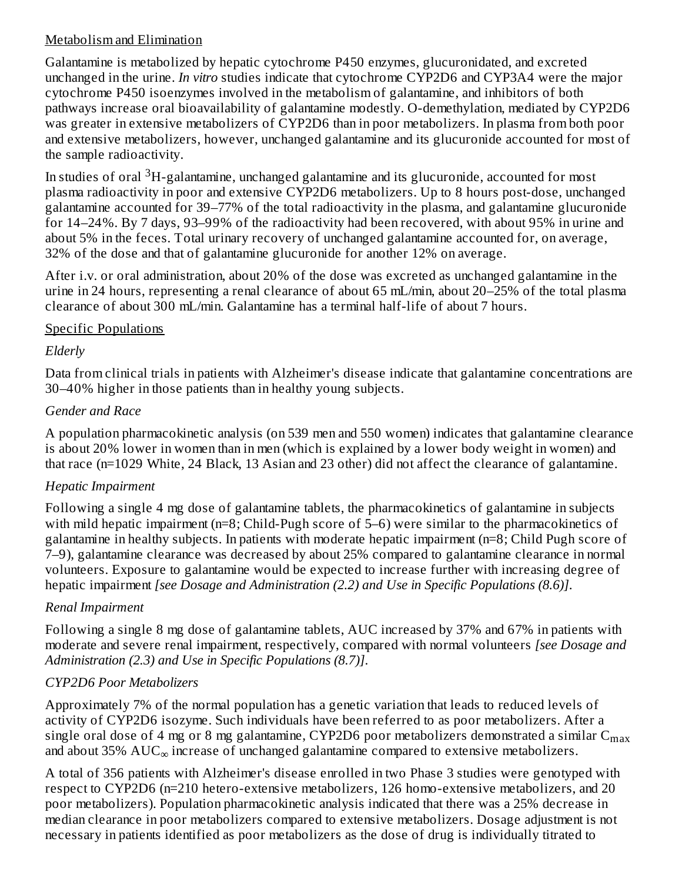Metabolism and Elimination

Galantamine is metabolized by hepatic cytochrome P450 enzymes, glucuronidated, and excreted unchanged in the urine. *In vitro* studies indicate that cytochrome CYP2D6 and CYP3A4 were the major cytochrome P450 isoenzymes involved in the metabolism of galantamine, and inhibitors of both pathways increase oral bioavailability of galantamine modestly. O-demethylation, mediated by CYP2D6 was greater in extensive metabolizers of CYP2D6 than in poor metabolizers. In plasma from both poor and extensive metabolizers, however, unchanged galantamine and its glucuronide accounted for most of the sample radioactivity.

In studies of oral $^3$H-galantamine, unchanged galantamine and its glucuronide, accounted for most plasma radioactivity in poor and extensive CYP2D6 metabolizers. Up to 8 hours post-dose, unchanged galantamine accounted for 39–77% of the total radioactivity in the plasma, and galantamine glucuronide for 14–24%. By 7 days, 93–99% of the radioactivity had been recovered, with about 95% in urine and about 5% in the feces. Total urinary recovery of unchanged galantamine accounted for, on average, 32% of the dose and that of galantamine glucuronide for another 12% on average.

After i.v. or oral administration, about 20% of the dose was excreted as unchanged galantamine in the urine in 24 hours, representing a renal clearance of about 65 mL/min, about 20–25% of the total plasma clearance of about 300 mL/min. Galantamine has a terminal half-life of about 7 hours.

Specific Populations

*Elderly*

Data from clinical trials in patients with Alzheimer's disease indicate that galantamine concentrations are 30–40% higher in those patients than in healthy young subjects.

*Gender and Race*

A population pharmacokinetic analysis (on 539 men and 550 women) indicates that galantamine clearance is about 20% lower in women than in men (which is explained by a lower body weight in women) and that race (n=1029 White, 24 Black, 13 Asian and 23 other) did not affect the clearance of galantamine.

*Hepatic Impairment*

Following a single 4 mg dose of galantamine tablets, the pharmacokinetics of galantamine in subjects with mild hepatic impairment (n=8; Child-Pugh score of 5–6) were similar to the pharmacokinetics of galantamine in healthy subjects. In patients with moderate hepatic impairment (n=8; Child Pugh score of 7–9), galantamine clearance was decreased by about 25% compared to galantamine clearance in normal volunteers. Exposure to galantamine would be expected to increase further with increasing degree of hepatic impairment *[see Dosage and Administration (2.2) and Use in Specific Populations (8.6)]*.

*Renal Impairment*

Following a single 8 mg dose of galantamine tablets, AUC increased by 37% and 67% in patients with moderate and severe renal impairment, respectively, compared with normal volunteers *[see Dosage and Administration (2.3) and Use in Specific Populations (8.7)]*.

*CYP2D6 Poor Metabolizers*

Approximately 7% of the normal population has a genetic variation that leads to reduced levels of activity of CYP2D6 isozyme. Such individuals have been referred to as poor metabolizers. After a single oral dose of 4 mg or 8 mg galantamine, CYP2D6 poor metabolizers demonstrated a similar $C_{max}$ and about 35% $AUC_{\infty}$ increase of unchanged galantamine compared to extensive metabolizers.

A total of 356 patients with Alzheimer's disease enrolled in two Phase 3 studies were genotyped with respect to CYP2D6 (n=210 hetero-extensive metabolizers, 126 homo-extensive metabolizers, and 20 poor metabolizers). Population pharmacokinetic analysis indicated that there was a 25% decrease in median clearance in poor metabolizers compared to extensive metabolizers. Dosage adjustment is not necessary in patients identified as poor metabolizers as the dose of drug is individually titrated to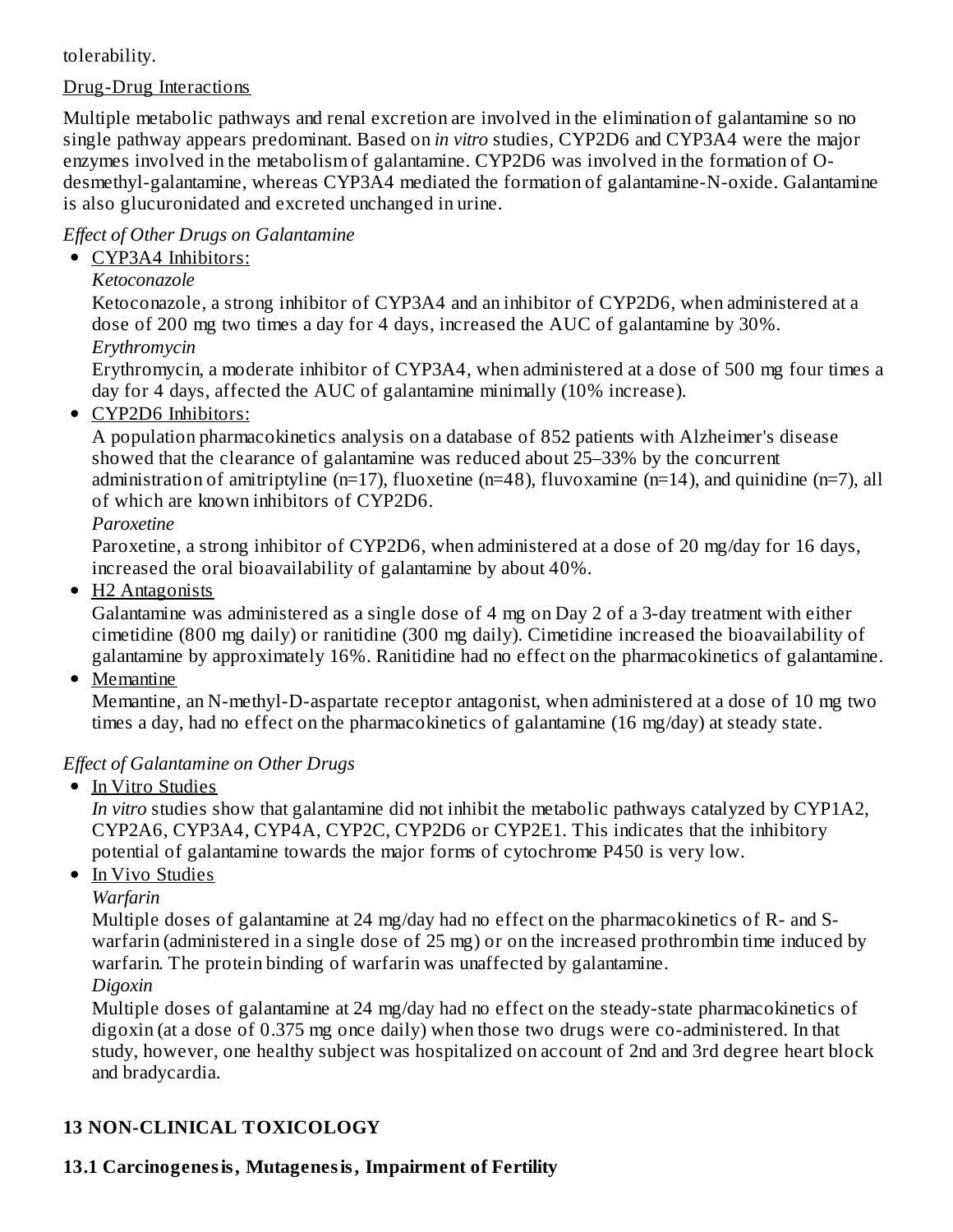tolerability.

Drug-Drug Interactions

Multiple metabolic pathways and renal excretion are involved in the elimination of galantamine so no single pathway appears predominant. Based on *in vitro* studies, CYP2D6 and CYP3A4 were the major enzymes involved in the metabolism of galantamine. CYP2D6 was involved in the formation of O-desmethyl-galantamine, whereas CYP3A4 mediated the formation of galantamine-N-oxide. Galantamine is also glucuronidated and excreted unchanged in urine.

*Effect of Other Drugs on Galantamine*

- CYP3A4 Inhibitors:
  *Ketoconazole*
  Ketoconazole, a strong inhibitor of CYP3A4 and an inhibitor of CYP2D6, when administered at a dose of 200 mg two times a day for 4 days, increased the AUC of galantamine by 30%.
  *Erythromycin*
  Erythromycin, a moderate inhibitor of CYP3A4, when administered at a dose of 500 mg four times a day for 4 days, affected the AUC of galantamine minimally (10% increase).
- CYP2D6 Inhibitors:
  A population pharmacokinetics analysis on a database of 852 patients with Alzheimer's disease showed that the clearance of galantamine was reduced about 25–33% by the concurrent administration of amitriptyline (n=17), fluoxetine (n=48), fluvoxamine (n=14), and quinidine (n=7), all of which are known inhibitors of CYP2D6.
  *Paroxetine*
  Paroxetine, a strong inhibitor of CYP2D6, when administered at a dose of 20 mg/day for 16 days, increased the oral bioavailability of galantamine by about 40%.
- H2 Antagonists
  Galantamine was administered as a single dose of 4 mg on Day 2 of a 3-day treatment with either cimetidine (800 mg daily) or ranitidine (300 mg daily). Cimetidine increased the bioavailability of galantamine by approximately 16%. Ranitidine had no effect on the pharmacokinetics of galantamine.
- Memantine
  Memantine, an N-methyl-D-aspartate receptor antagonist, when administered at a dose of 10 mg two times a day, had no effect on the pharmacokinetics of galantamine (16 mg/day) at steady state.

*Effect of Galantamine on Other Drugs*

- In Vitro Studies
  *In vitro* studies show that galantamine did not inhibit the metabolic pathways catalyzed by CYP1A2, CYP2A6, CYP3A4, CYP4A, CYP2C, CYP2D6 or CYP2E1. This indicates that the inhibitory potential of galantamine towards the major forms of cytochrome P450 is very low.
- In Vivo Studies
  *Warfarin*
  Multiple doses of galantamine at 24 mg/day had no effect on the pharmacokinetics of R- and S-warfarin (administered in a single dose of 25 mg) or on the increased prothrombin time induced by warfarin. The protein binding of warfarin was unaffected by galantamine.
  *Digoxin*
  Multiple doses of galantamine at 24 mg/day had no effect on the steady-state pharmacokinetics of digoxin (at a dose of 0.375 mg once daily) when those two drugs were co-administered. In that study, however, one healthy subject was hospitalized on account of 2nd and 3rd degree heart block and bradycardia.

## 13 NON-CLINICAL TOXICOLOGY

### 13.1 Carcinogenesis, Mutagenesis, Impairment of Fertility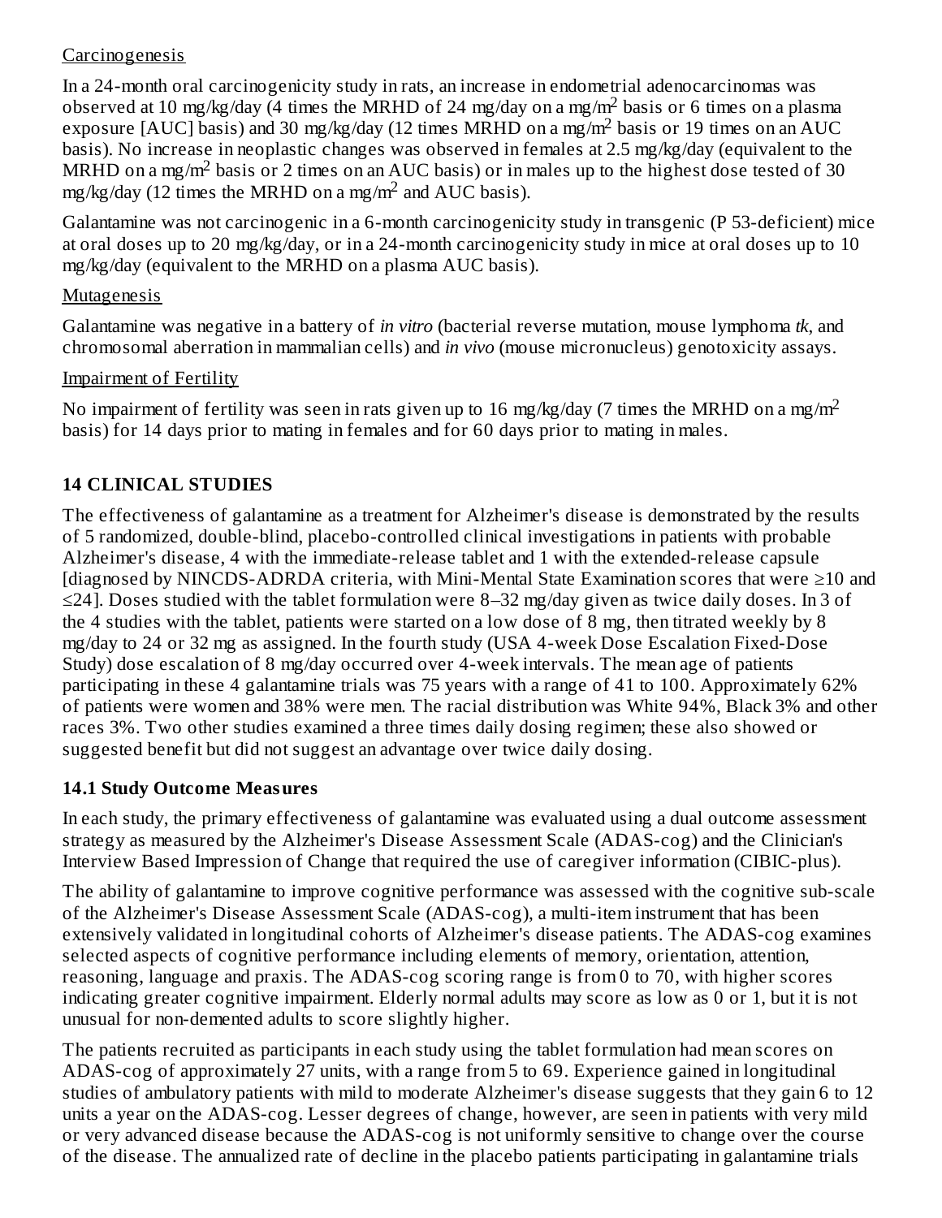Carcinogenesis

In a 24-month oral carcinogenicity study in rats, an increase in endometrial adenocarcinomas was observed at 10 mg/kg/day (4 times the MRHD of 24 mg/day on a mg/$m^2$ basis or 6 times on a plasma exposure [AUC] basis) and 30 mg/kg/day (12 times MRHD on a mg/$m^2$ basis or 19 times on an AUC basis). No increase in neoplastic changes was observed in females at 2.5 mg/kg/day (equivalent to the MRHD on a mg/$m^2$ basis or 2 times on an AUC basis) or in males up to the highest dose tested of 30 mg/kg/day (12 times the MRHD on a mg/$m^2$ and AUC basis).

Galantamine was not carcinogenic in a 6-month carcinogenicity study in transgenic (P 53-deficient) mice at oral doses up to 20 mg/kg/day, or in a 24-month carcinogenicity study in mice at oral doses up to 10 mg/kg/day (equivalent to the MRHD on a plasma AUC basis).

Mutagenesis

Galantamine was negative in a battery of *in vitro* (bacterial reverse mutation, mouse lymphoma *tk*, and chromosomal aberration in mammalian cells) and *in vivo* (mouse micronucleus) genotoxicity assays.

Impairment of Fertility

No impairment of fertility was seen in rats given up to 16 mg/kg/day (7 times the MRHD on a mg/$m^2$ basis) for 14 days prior to mating in females and for 60 days prior to mating in males.

## 14 CLINICAL STUDIES

The effectiveness of galantamine as a treatment for Alzheimer's disease is demonstrated by the results of 5 randomized, double-blind, placebo-controlled clinical investigations in patients with probable Alzheimer's disease, 4 with the immediate-release tablet and 1 with the extended-release capsule [diagnosed by NINCDS-ADRDA criteria, with Mini-Mental State Examination scores that were ≥10 and ≤24]. Doses studied with the tablet formulation were 8–32 mg/day given as twice daily doses. In 3 of the 4 studies with the tablet, patients were started on a low dose of 8 mg, then titrated weekly by 8 mg/day to 24 or 32 mg as assigned. In the fourth study (USA 4-week Dose Escalation Fixed-Dose Study) dose escalation of 8 mg/day occurred over 4-week intervals. The mean age of patients participating in these 4 galantamine trials was 75 years with a range of 41 to 100. Approximately 62% of patients were women and 38% were men. The racial distribution was White 94%, Black 3% and other races 3%. Two other studies examined a three times daily dosing regimen; these also showed or suggested benefit but did not suggest an advantage over twice daily dosing.

### 14.1 Study Outcome Measures

In each study, the primary effectiveness of galantamine was evaluated using a dual outcome assessment strategy as measured by the Alzheimer's Disease Assessment Scale (ADAS-cog) and the Clinician's Interview Based Impression of Change that required the use of caregiver information (CIBIC-plus).

The ability of galantamine to improve cognitive performance was assessed with the cognitive sub-scale of the Alzheimer's Disease Assessment Scale (ADAS-cog), a multi-item instrument that has been extensively validated in longitudinal cohorts of Alzheimer's disease patients. The ADAS-cog examines selected aspects of cognitive performance including elements of memory, orientation, attention, reasoning, language and praxis. The ADAS-cog scoring range is from 0 to 70, with higher scores indicating greater cognitive impairment. Elderly normal adults may score as low as 0 or 1, but it is not unusual for non-demented adults to score slightly higher.

The patients recruited as participants in each study using the tablet formulation had mean scores on ADAS-cog of approximately 27 units, with a range from 5 to 69. Experience gained in longitudinal studies of ambulatory patients with mild to moderate Alzheimer's disease suggests that they gain 6 to 12 units a year on the ADAS-cog. Lesser degrees of change, however, are seen in patients with very mild or very advanced disease because the ADAS-cog is not uniformly sensitive to change over the course of the disease. The annualized rate of decline in the placebo patients participating in galantamine trials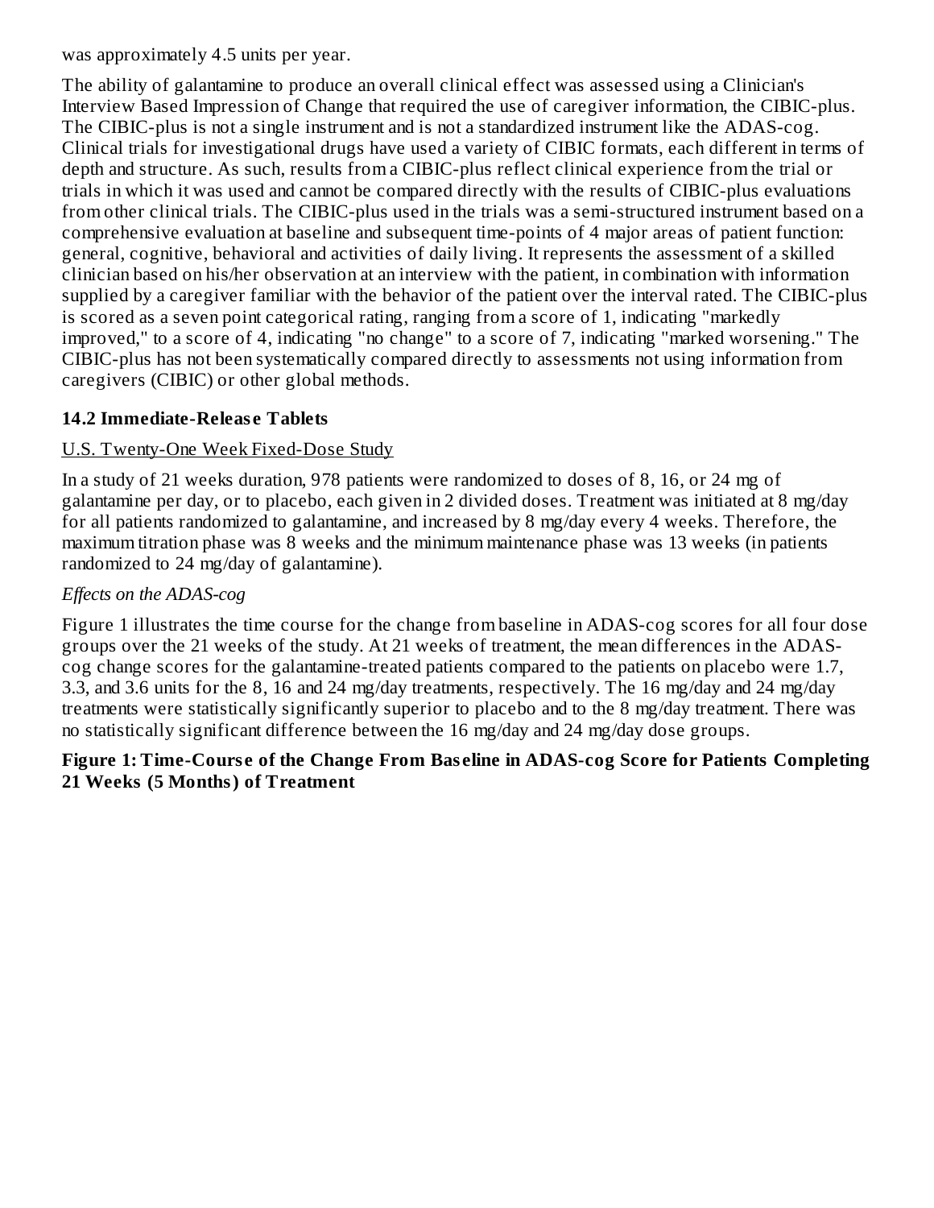was approximately 4.5 units per year.

The ability of galantamine to produce an overall clinical effect was assessed using a Clinician's Interview Based Impression of Change that required the use of caregiver information, the CIBIC-plus. The CIBIC-plus is not a single instrument and is not a standardized instrument like the ADAS-cog. Clinical trials for investigational drugs have used a variety of CIBIC formats, each different in terms of depth and structure. As such, results from a CIBIC-plus reflect clinical experience from the trial or trials in which it was used and cannot be compared directly with the results of CIBIC-plus evaluations from other clinical trials. The CIBIC-plus used in the trials was a semi-structured instrument based on a comprehensive evaluation at baseline and subsequent time-points of 4 major areas of patient function: general, cognitive, behavioral and activities of daily living. It represents the assessment of a skilled clinician based on his/her observation at an interview with the patient, in combination with information supplied by a caregiver familiar with the behavior of the patient over the interval rated. The CIBIC-plus is scored as a seven point categorical rating, ranging from a score of 1, indicating "markedly improved," to a score of 4, indicating "no change" to a score of 7, indicating "marked worsening." The CIBIC-plus has not been systematically compared directly to assessments not using information from caregivers (CIBIC) or other global methods.

### 14.2 Immediate-Release Tablets

U.S. Twenty-One Week Fixed-Dose Study

In a study of 21 weeks duration, 978 patients were randomized to doses of 8, 16, or 24 mg of galantamine per day, or to placebo, each given in 2 divided doses. Treatment was initiated at 8 mg/day for all patients randomized to galantamine, and increased by 8 mg/day every 4 weeks. Therefore, the maximum titration phase was 8 weeks and the minimum maintenance phase was 13 weeks (in patients randomized to 24 mg/day of galantamine).

*Effects on the ADAS-cog*

Figure 1 illustrates the time course for the change from baseline in ADAS-cog scores for all four dose groups over the 21 weeks of the study. At 21 weeks of treatment, the mean differences in the ADAS-cog change scores for the galantamine-treated patients compared to the patients on placebo were 1.7, 3.3, and 3.6 units for the 8, 16 and 24 mg/day treatments, respectively. The 16 mg/day and 24 mg/day treatments were statistically significantly superior to placebo and to the 8 mg/day treatment. There was no statistically significant difference between the 16 mg/day and 24 mg/day dose groups.

**Figure 1: Time-Course of the Change From Baseline in ADAS-cog Score for Patients Completing 21 Weeks (5 Months) of Treatment**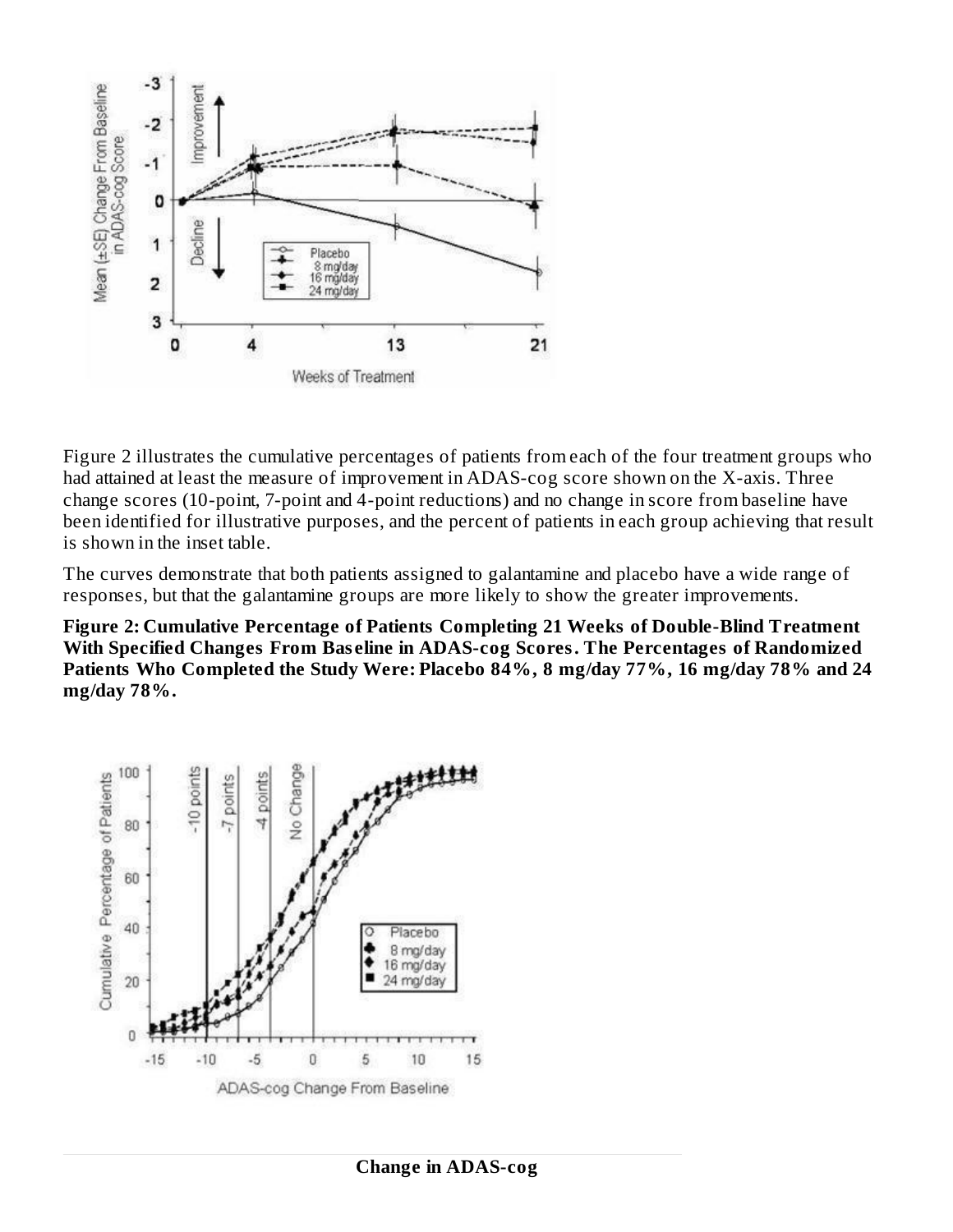Figure 2 illustrates the cumulative percentages of patients from each of the four treatment groups who had attained at least the measure of improvement in ADAS-cog score shown on the X-axis. Three change scores (10-point, 7-point and 4-point reductions) and no change in score from baseline have been identified for illustrative purposes, and the percent of patients in each group achieving that result is shown in the inset table.

The curves demonstrate that both patients assigned to galantamine and placebo have a wide range of responses, but that the galantamine groups are more likely to show the greater improvements.

**Figure 2: Cumulative Percentage of Patients Completing 21 Weeks of Double-Blind Treatment With Specified Changes From Baseline in ADAS-cog Scores. The Percentages of Randomized Patients Who Completed the Study Were: Placebo 84%, 8 mg/day 77%, 16 mg/day 78% and 24 mg/day 78%.**

**Change in ADAS-cog**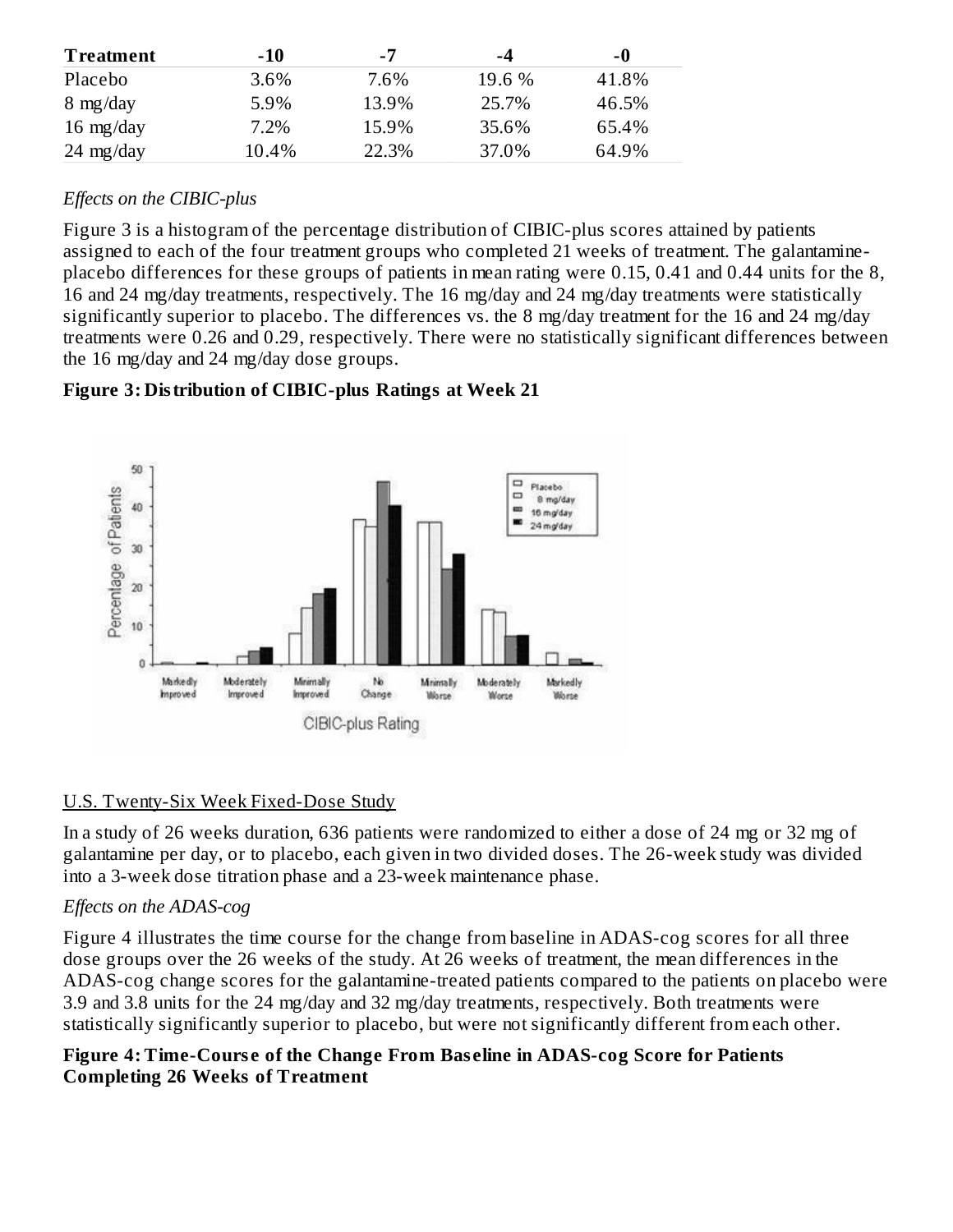| Treatment | -10 | -7 | -4 | -0 |
| --- | --- | --- | --- | --- |
| Placebo | 3.6% | 7.6% | 19.6 % | 41.8% |
| 8 mg/day | 5.9% | 13.9% | 25.7% | 46.5% |
| 16 mg/day | 7.2% | 15.9% | 35.6% | 65.4% |
| 24 mg/day | 10.4% | 22.3% | 37.0% | 64.9% |

*Effects on the CIBIC-plus*

Figure 3 is a histogram of the percentage distribution of CIBIC-plus scores attained by patients assigned to each of the four treatment groups who completed 21 weeks of treatment. The galantamine-placebo differences for these groups of patients in mean rating were 0.15, 0.41 and 0.44 units for the 8, 16 and 24 mg/day treatments, respectively. The 16 mg/day and 24 mg/day treatments were statistically significantly superior to placebo. The differences vs. the 8 mg/day treatment for the 16 and 24 mg/day treatments were 0.26 and 0.29, respectively. There were no statistically significant differences between the 16 mg/day and 24 mg/day dose groups.

**Figure 3: Distribution of CIBIC-plus Ratings at Week 21**

U.S. Twenty-Six Week Fixed-Dose Study

In a study of 26 weeks duration, 636 patients were randomized to either a dose of 24 mg or 32 mg of galantamine per day, or to placebo, each given in two divided doses. The 26-week study was divided into a 3-week dose titration phase and a 23-week maintenance phase.

*Effects on the ADAS-cog*

Figure 4 illustrates the time course for the change from baseline in ADAS-cog scores for all three dose groups over the 26 weeks of the study. At 26 weeks of treatment, the mean differences in the ADAS-cog change scores for the galantamine-treated patients compared to the patients on placebo were 3.9 and 3.8 units for the 24 mg/day and 32 mg/day treatments, respectively. Both treatments were statistically significantly superior to placebo, but were not significantly different from each other.

**Figure 4: Time-Course of the Change From Baseline in ADAS-cog Score for Patients Completing 26 Weeks of Treatment**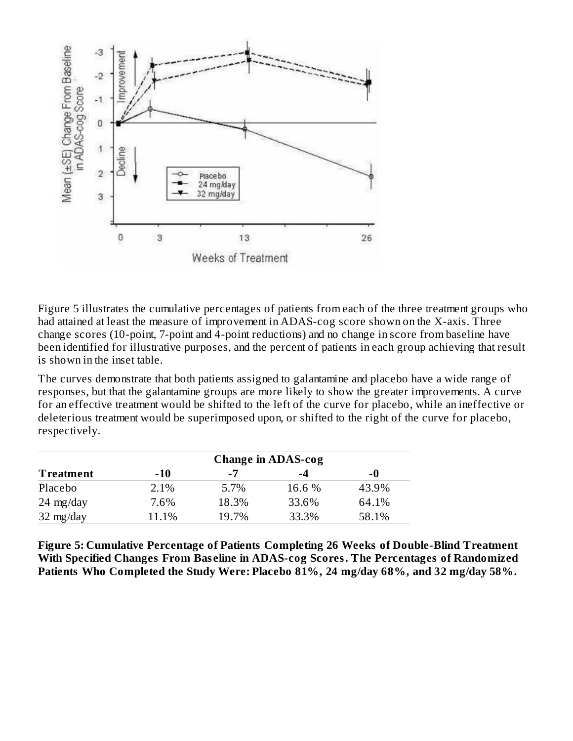Figure 5 illustrates the cumulative percentages of patients from each of the three treatment groups who had attained at least the measure of improvement in ADAS-cog score shown on the X-axis. Three change scores (10-point, 7-point and 4-point reductions) and no change in score from baseline have been identified for illustrative purposes, and the percent of patients in each group achieving that result is shown in the inset table.

The curves demonstrate that both patients assigned to galantamine and placebo have a wide range of responses, but that the galantamine groups are more likely to show the greater improvements. A curve for an effective treatment would be shifted to the left of the curve for placebo, while an ineffective or deleterious treatment would be superimposed upon, or shifted to the right of the curve for placebo, respectively.

| | Change in ADAS-cog | | | |
|---|---|---|---|---|
| **Treatment** | **-10** | **-7** | **-4** | **-0** |
| Placebo | 2.1% | 5.7% | 16.6 % | 43.9% |
| 24 mg/day | 7.6% | 18.3% | 33.6% | 64.1% |
| 32 mg/day | 11.1% | 19.7% | 33.3% | 58.1% |

**Figure 5: Cumulative Percentage of Patients Completing 26 Weeks of Double-Blind Treatment With Specified Changes From Baseline in ADAS-cog Scores. The Percentages of Randomized Patients Who Completed the Study Were: Placebo 81%, 24 mg/day 68%, and 32 mg/day 58%.**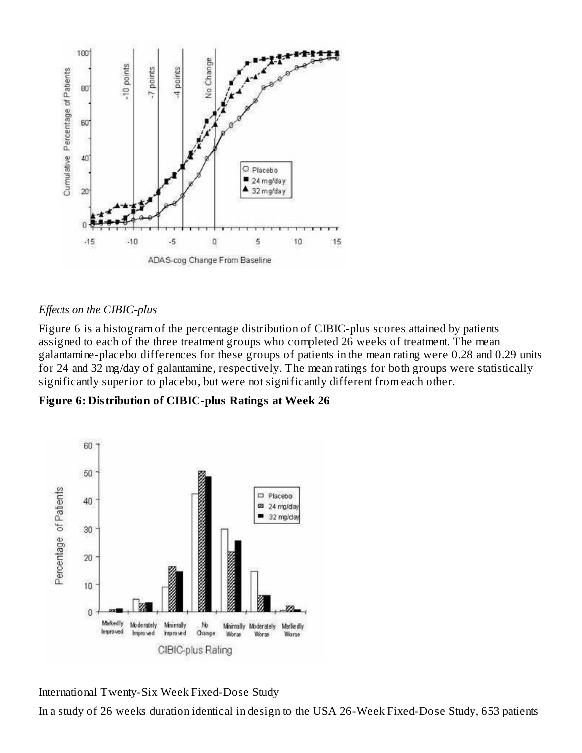*Effects on the CIBIC-plus*

Figure 6 is a histogram of the percentage distribution of CIBIC-plus scores attained by patients assigned to each of the three treatment groups who completed 26 weeks of treatment. The mean galantamine-placebo differences for these groups of patients in the mean rating were 0.28 and 0.29 units for 24 and 32 mg/day of galantamine, respectively. The mean ratings for both groups were statistically significantly superior to placebo, but were not significantly different from each other.

**Figure 6: Distribution of CIBIC-plus Ratings at Week 26**

International Twenty-Six Week Fixed-Dose Study

In a study of 26 weeks duration identical in design to the USA 26-Week Fixed-Dose Study, 653 patients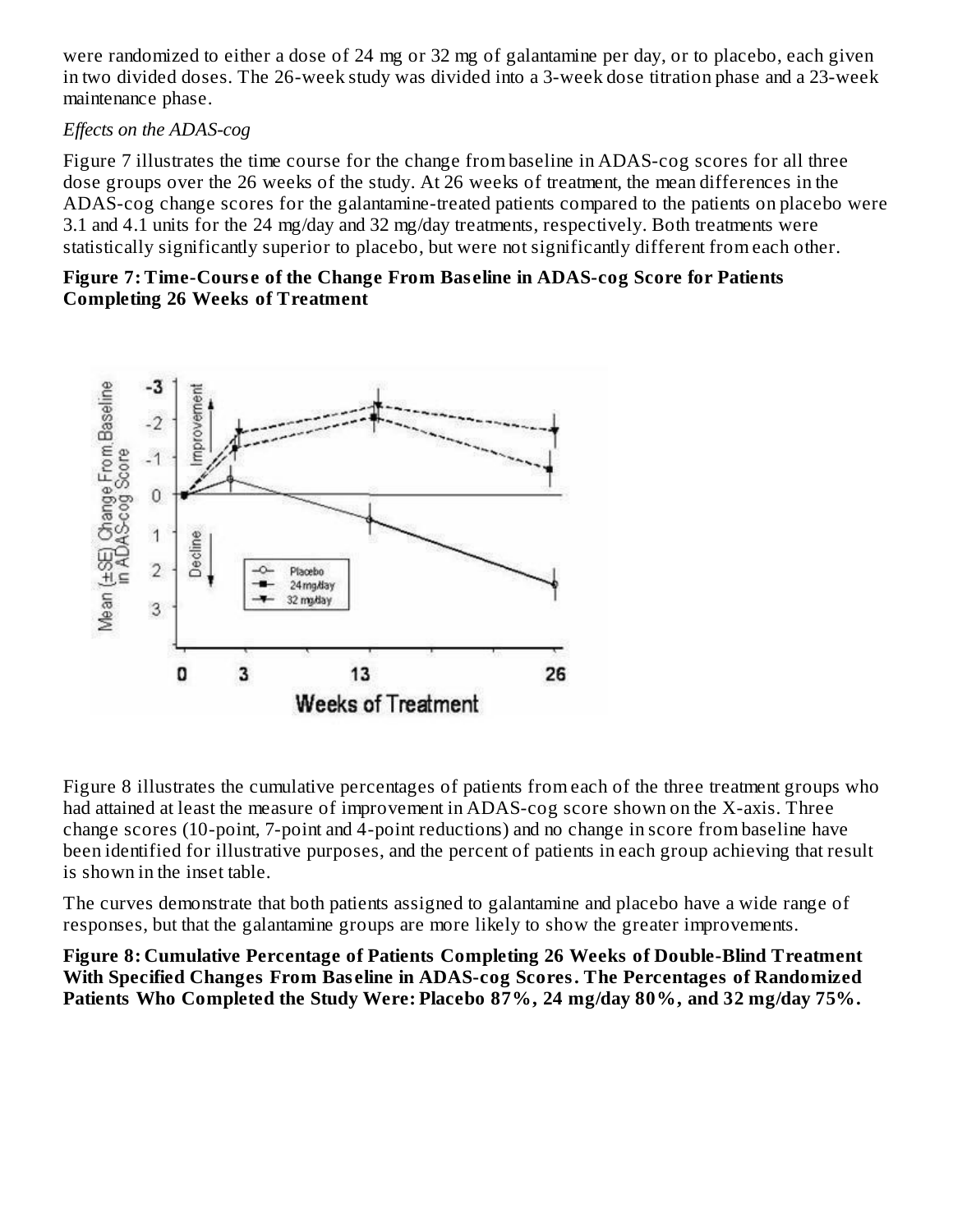were randomized to either a dose of 24 mg or 32 mg of galantamine per day, or to placebo, each given in two divided doses. The 26-week study was divided into a 3-week dose titration phase and a 23-week maintenance phase.

*Effects on the ADAS-cog*

Figure 7 illustrates the time course for the change from baseline in ADAS-cog scores for all three dose groups over the 26 weeks of the study. At 26 weeks of treatment, the mean differences in the ADAS-cog change scores for the galantamine-treated patients compared to the patients on placebo were 3.1 and 4.1 units for the 24 mg/day and 32 mg/day treatments, respectively. Both treatments were statistically significantly superior to placebo, but were not significantly different from each other.

**Figure 7: Time-Course of the Change From Baseline in ADAS-cog Score for Patients Completing 26 Weeks of Treatment**

Figure 8 illustrates the cumulative percentages of patients from each of the three treatment groups who had attained at least the measure of improvement in ADAS-cog score shown on the X-axis. Three change scores (10-point, 7-point and 4-point reductions) and no change in score from baseline have been identified for illustrative purposes, and the percent of patients in each group achieving that result is shown in the inset table.

The curves demonstrate that both patients assigned to galantamine and placebo have a wide range of responses, but that the galantamine groups are more likely to show the greater improvements.

**Figure 8: Cumulative Percentage of Patients Completing 26 Weeks of Double-Blind Treatment With Specified Changes From Baseline in ADAS-cog Scores. The Percentages of Randomized Patients Who Completed the Study Were: Placebo 87%, 24 mg/day 80%, and 32 mg/day 75%.**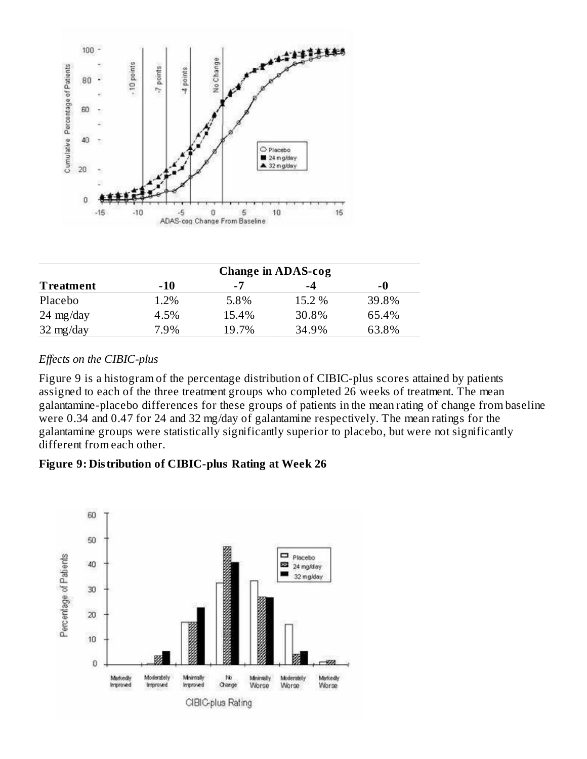| Treatment | Change in ADAS-cog -10 | -7 | -4 | -0 |
|---|---|---|---|---|
| Placebo | 1.2% | 5.8% | 15.2 % | 39.8% |
| 24 mg/day | 4.5% | 15.4% | 30.8% | 65.4% |
| 32 mg/day | 7.9% | 19.7% | 34.9% | 63.8% |

*Effects on the CIBIC-plus*

Figure 9 is a histogram of the percentage distribution of CIBIC-plus scores attained by patients assigned to each of the three treatment groups who completed 26 weeks of treatment. The mean galantamine-placebo differences for these groups of patients in the mean rating of change from baseline were 0.34 and 0.47 for 24 and 32 mg/day of galantamine respectively. The mean ratings for the galantamine groups were statistically significantly superior to placebo, but were not significantly different from each other.

**Figure 9: Distribution of CIBIC-plus Rating at Week 26**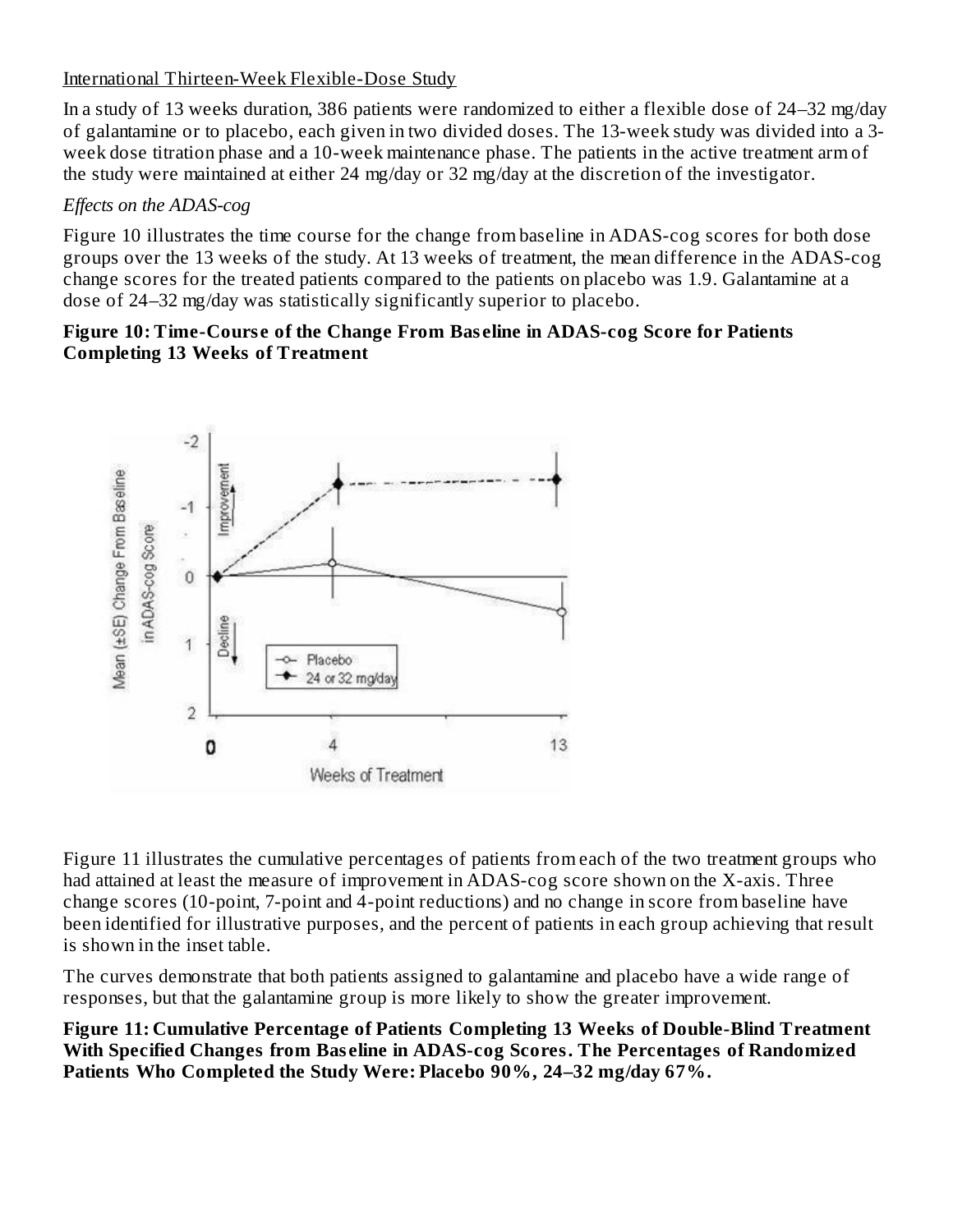International Thirteen-Week Flexible-Dose Study

In a study of 13 weeks duration, 386 patients were randomized to either a flexible dose of 24–32 mg/day of galantamine or to placebo, each given in two divided doses. The 13-week study was divided into a 3-week dose titration phase and a 10-week maintenance phase. The patients in the active treatment arm of the study were maintained at either 24 mg/day or 32 mg/day at the discretion of the investigator.

*Effects on the ADAS-cog*

Figure 10 illustrates the time course for the change from baseline in ADAS-cog scores for both dose groups over the 13 weeks of the study. At 13 weeks of treatment, the mean difference in the ADAS-cog change scores for the treated patients compared to the patients on placebo was 1.9. Galantamine at a dose of 24–32 mg/day was statistically significantly superior to placebo.

**Figure 10: Time-Course of the Change From Baseline in ADAS-cog Score for Patients Completing 13 Weeks of Treatment**

Figure 11 illustrates the cumulative percentages of patients from each of the two treatment groups who had attained at least the measure of improvement in ADAS-cog score shown on the X-axis. Three change scores (10-point, 7-point and 4-point reductions) and no change in score from baseline have been identified for illustrative purposes, and the percent of patients in each group achieving that result is shown in the inset table.

The curves demonstrate that both patients assigned to galantamine and placebo have a wide range of responses, but that the galantamine group is more likely to show the greater improvement.

**Figure 11: Cumulative Percentage of Patients Completing 13 Weeks of Double-Blind Treatment With Specified Changes from Baseline in ADAS-cog Scores. The Percentages of Randomized Patients Who Completed the Study Were: Placebo 90%, 24–32 mg/day 67%.**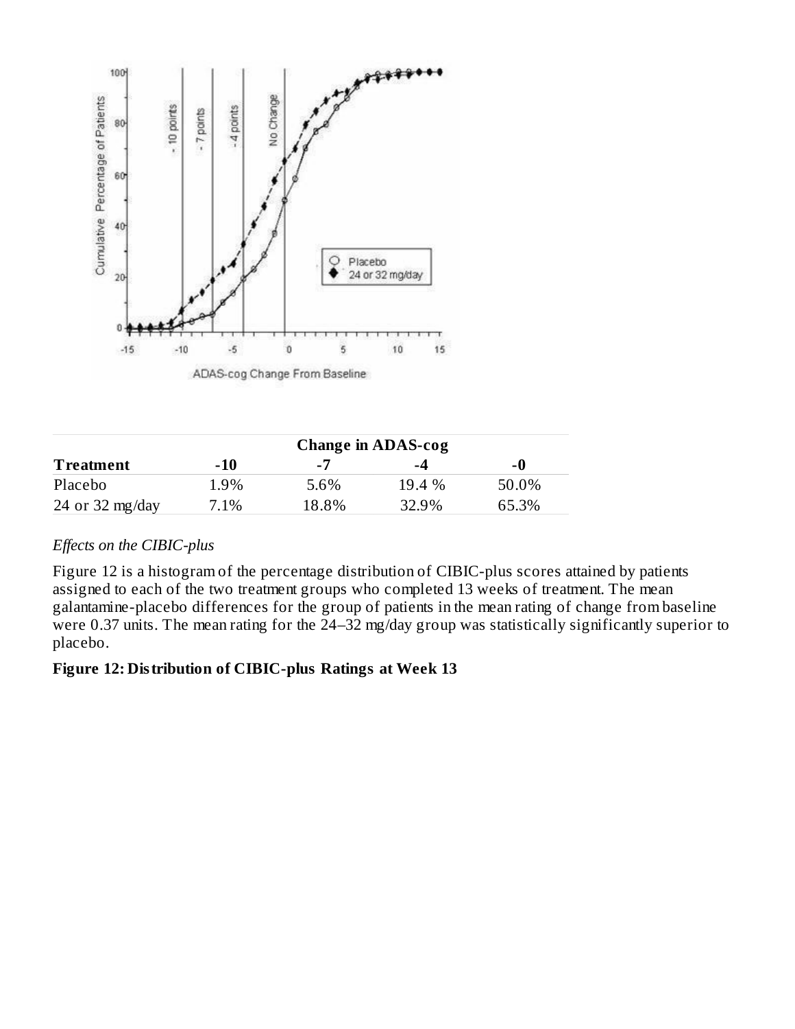| Treatment | Change in ADAS-cog -10 | -7 | -4 | -0 |
|---|---|---|---|---|
| Placebo | 1.9% | 5.6% | 19.4 % | 50.0% |
| 24 or 32 mg/day | 7.1% | 18.8% | 32.9% | 65.3% |

*Effects on the CIBIC-plus*

Figure 12 is a histogram of the percentage distribution of CIBIC-plus scores attained by patients assigned to each of the two treatment groups who completed 13 weeks of treatment. The mean galantamine-placebo differences for the group of patients in the mean rating of change from baseline were 0.37 units. The mean rating for the 24–32 mg/day group was statistically significantly superior to placebo.

**Figure 12: Distribution of CIBIC-plus Ratings at Week 13**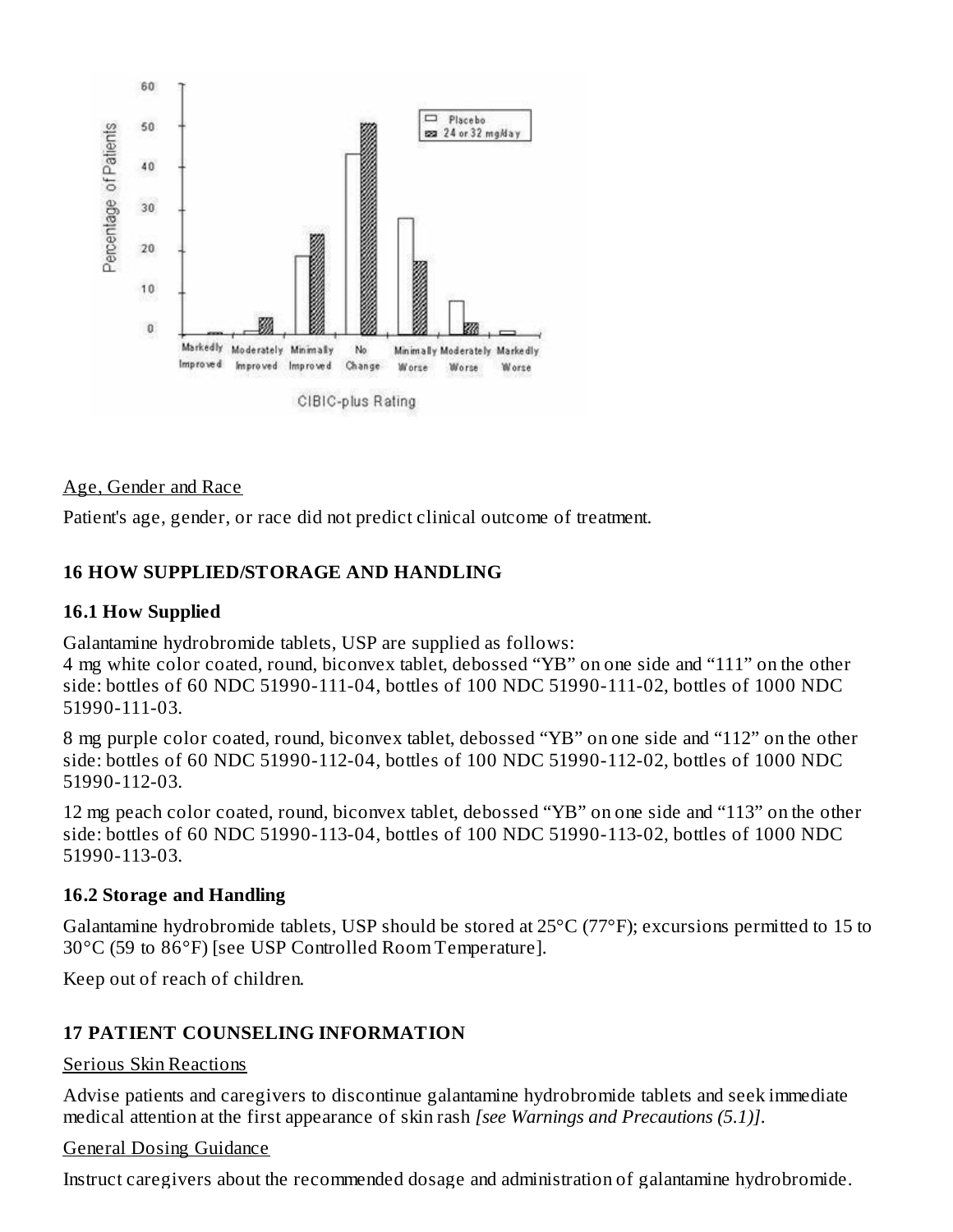Age, Gender and Race

Patient's age, gender, or race did not predict clinical outcome of treatment.

## 16 HOW SUPPLIED/STORAGE AND HANDLING

### 16.1 How Supplied

Galantamine hydrobromide tablets, USP are supplied as follows:
4 mg white color coated, round, biconvex tablet, debossed “YB” on one side and “111” on the other side: bottles of 60 NDC 51990-111-04, bottles of 100 NDC 51990-111-02, bottles of 1000 NDC 51990-111-03.

8 mg purple color coated, round, biconvex tablet, debossed “YB” on one side and “112” on the other side: bottles of 60 NDC 51990-112-04, bottles of 100 NDC 51990-112-02, bottles of 1000 NDC 51990-112-03.

12 mg peach color coated, round, biconvex tablet, debossed “YB” on one side and “113” on the other side: bottles of 60 NDC 51990-113-04, bottles of 100 NDC 51990-113-02, bottles of 1000 NDC 51990-113-03.

### 16.2 Storage and Handling

Galantamine hydrobromide tablets, USP should be stored at 25°C (77°F); excursions permitted to 15 to 30°C (59 to 86°F) [see USP Controlled Room Temperature].

Keep out of reach of children.

## 17 PATIENT COUNSELING INFORMATION

Serious Skin Reactions

Advise patients and caregivers to discontinue galantamine hydrobromide tablets and seek immediate medical attention at the first appearance of skin rash *[see Warnings and Precautions (5.1)]*.

General Dosing Guidance

Instruct caregivers about the recommended dosage and administration of galantamine hydrobromide.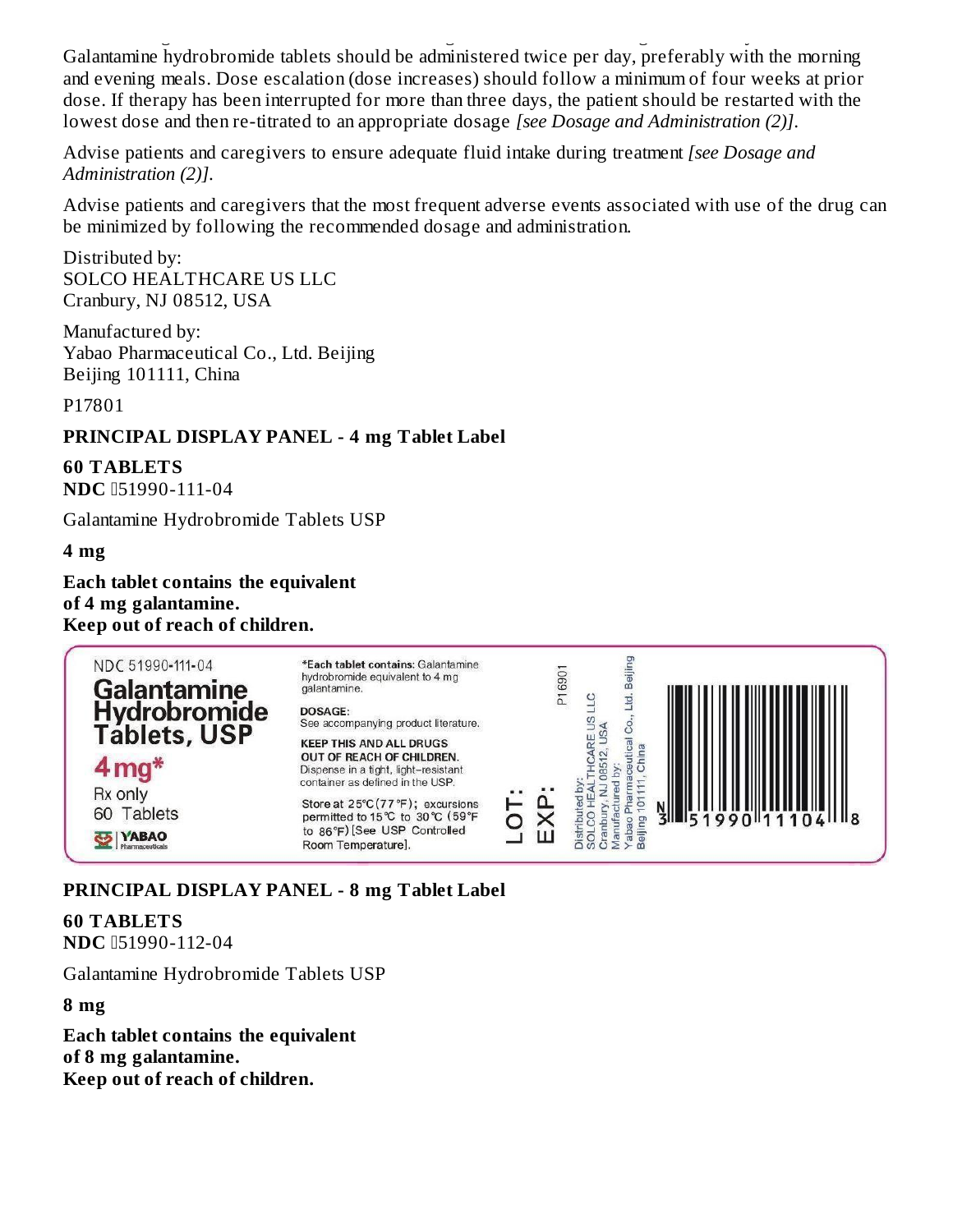Galantamine hydrobromide tablets should be administered twice per day, preferably with the morning and evening meals. Dose escalation (dose increases) should follow a minimum of four weeks at prior dose. If therapy has been interrupted for more than three days, the patient should be restarted with the lowest dose and then re-titrated to an appropriate dosage *[see Dosage and Administration (2)]*.

Advise patients and caregivers to ensure adequate fluid intake during treatment *[see Dosage and Administration (2)]*.

Advise patients and caregivers that the most frequent adverse events associated with use of the drug can be minimized by following the recommended dosage and administration.

Distributed by:
SOLCO HEALTHCARE US LLC
Cranbury, NJ 08512, USA

Manufactured by:
Yabao Pharmaceutical Co., Ltd. Beijing
Beijing 101111, China

P17801

**PRINCIPAL DISPLAY PANEL - 4 mg Tablet Label**

**60 TABLETS**
**NDC** 51990-111-04

Galantamine Hydrobromide Tablets USP

**4 mg**

**Each tablet contains the equivalent of 4 mg galantamine.**
**Keep out of reach of children.**

NDC 51990-111-04
Galantamine Hydrobromide Tablets, USP
4 mg*
Rx only
60 Tablets
YABAO Pharmaceuticals

*Each tablet contains: Galantamine hydrobromide equivalent to 4 mg galantamine.

DOSAGE:
See accompanying product literature.

KEEP THIS AND ALL DRUGS OUT OF REACH OF CHILDREN.
Dispense in a tight, light-resistant container as defined in the USP.

Store at 25°C (77°F); excursions permitted to 15°C to 30°C (59°F to 86°F) [See USP Controlled Room Temperature].

LOT:
EXP:

P16901

Distributed by:
SOLCO HEALTHCARE US LLC
Cranbury, NJ 08512, USA
Manufactured by:
Yabao Pharmaceutical Co., Ltd. Beijing
Beijing 101111, China

N 3 51990 11104 8

**PRINCIPAL DISPLAY PANEL - 8 mg Tablet Label**

**60 TABLETS**
**NDC** 51990-112-04

Galantamine Hydrobromide Tablets USP

**8 mg**

**Each tablet contains the equivalent of 8 mg galantamine.**
**Keep out of reach of children.**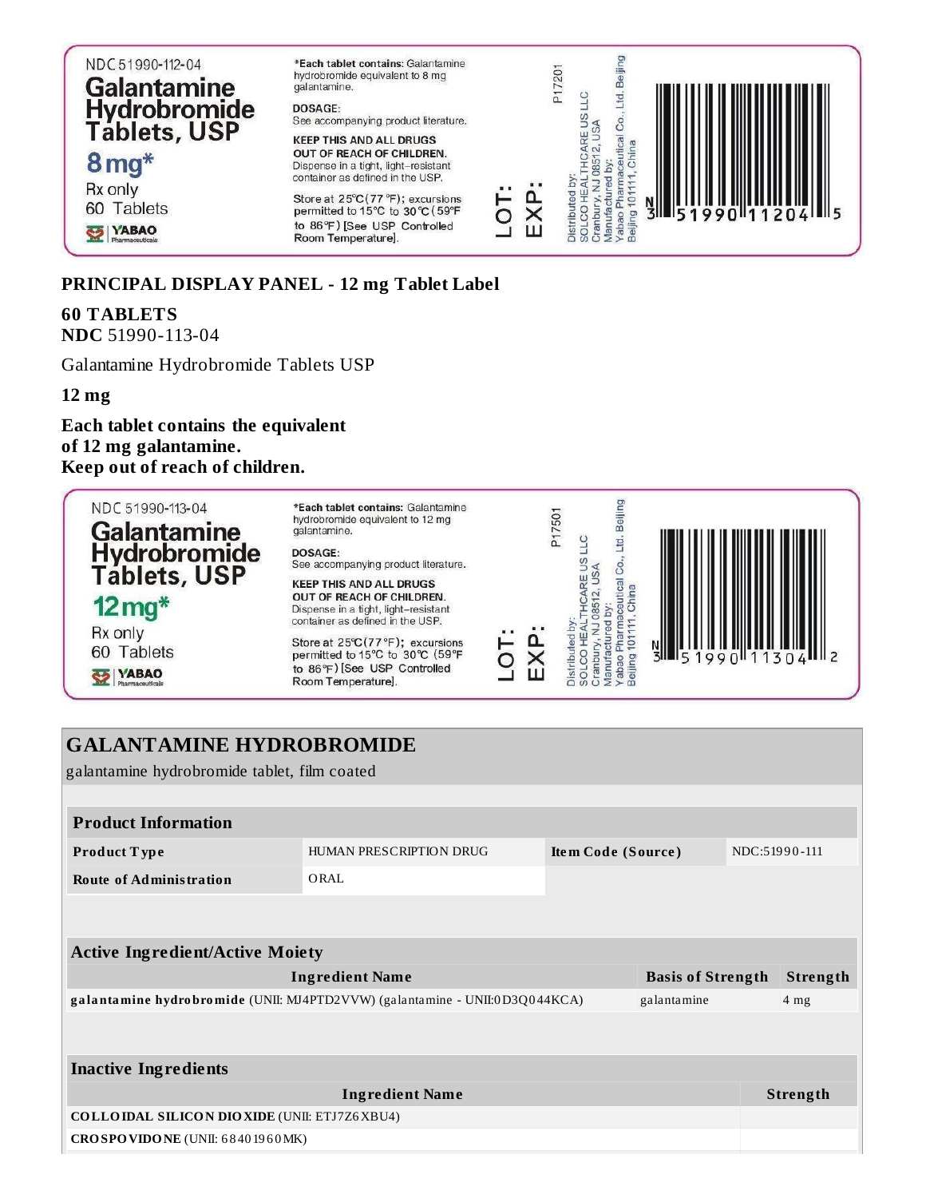NDC 51990-112-04

**Galantamine Hydrobromide Tablets, USP**

**8 mg***

Rx only

60 Tablets

YABAO Pharmaceuticals

***Each tablet contains:** Galantamine hydrobromide equivalent to 8 mg galantamine.

**DOSAGE:**
See accompanying product literature.

**KEEP THIS AND ALL DRUGS OUT OF REACH OF CHILDREN.**
Dispense in a tight, light-resistant container as defined in the USP.

Store at 25°C(77°F); excursions permitted to 15°C to 30°C (59°F to 86°F) [See USP Controlled Room Temperature].

LOT:
EXP:

P17201

Distributed by:
SOLCO HEALTHCARE US LLC
Cranbury, NJ 08512, USA
Manufactured by:
Yabao Pharmaceutical Co., Ltd. Beijing
Beijing 101111, China

N 3 51990 11204 5

**PRINCIPAL DISPLAY PANEL - 12 mg Tablet Label**

**60 TABLETS**
**NDC** 51990-113-04

Galantamine Hydrobromide Tablets USP

**12 mg**

**Each tablet contains the equivalent of 12 mg galantamine.**
**Keep out of reach of children.**

NDC 51990-113-04

**Galantamine Hydrobromide Tablets, USP**

**12 mg***

Rx only

60 Tablets

YABAO Pharmaceuticals

***Each tablet contains:** Galantamine hydrobromide equivalent to 12 mg galantamine.

**DOSAGE:**
See accompanying product literature.

**KEEP THIS AND ALL DRUGS OUT OF REACH OF CHILDREN.**
Dispense in a tight, light-resistant container as defined in the USP.

Store at 25°C(77°F); excursions permitted to 15°C to 30°C (59°F to 86°F) [See USP Controlled Room Temperature].

LOT:
EXP:

P17501

Distributed by:
SOLCO HEALTHCARE US LLC
Cranbury, NJ 08512, USA
Manufactured by:
Yabao Pharmaceutical Co., Ltd. Beijing
Beijing 101111, China

N 3 51990 11304 2

## GALANTAMINE HYDROBROMIDE

galantamine hydrobromide tablet, film coated

| **Product Information** | | | |
|---|---|---|---|
| **Product Type** | HUMAN PRESCRIPTION DRUG | **Item Code (Source)** | NDC:51990-111 |
| **Route of Administration** | ORAL | | |

| **Active Ingredient/Active Moiety** | | |
|---|---|---|
| **Ingredient Name** | **Basis of Strength** | **Strength** |
| **galantamine hydrobromide** (UNII: MJ4PTD2VVW) (galantamine - UNII:0D3Q044KCA) | galantamine | 4 mg |

| **Inactive Ingredients** | |
|---|---|
| **Ingredient Name** | **Strength** |
| **COLLOIDAL SILICON DIOXIDE** (UNII: ETJ7Z6XBU4) | |
| **CROSPOVIDONE** (UNII: 68401960MK) | |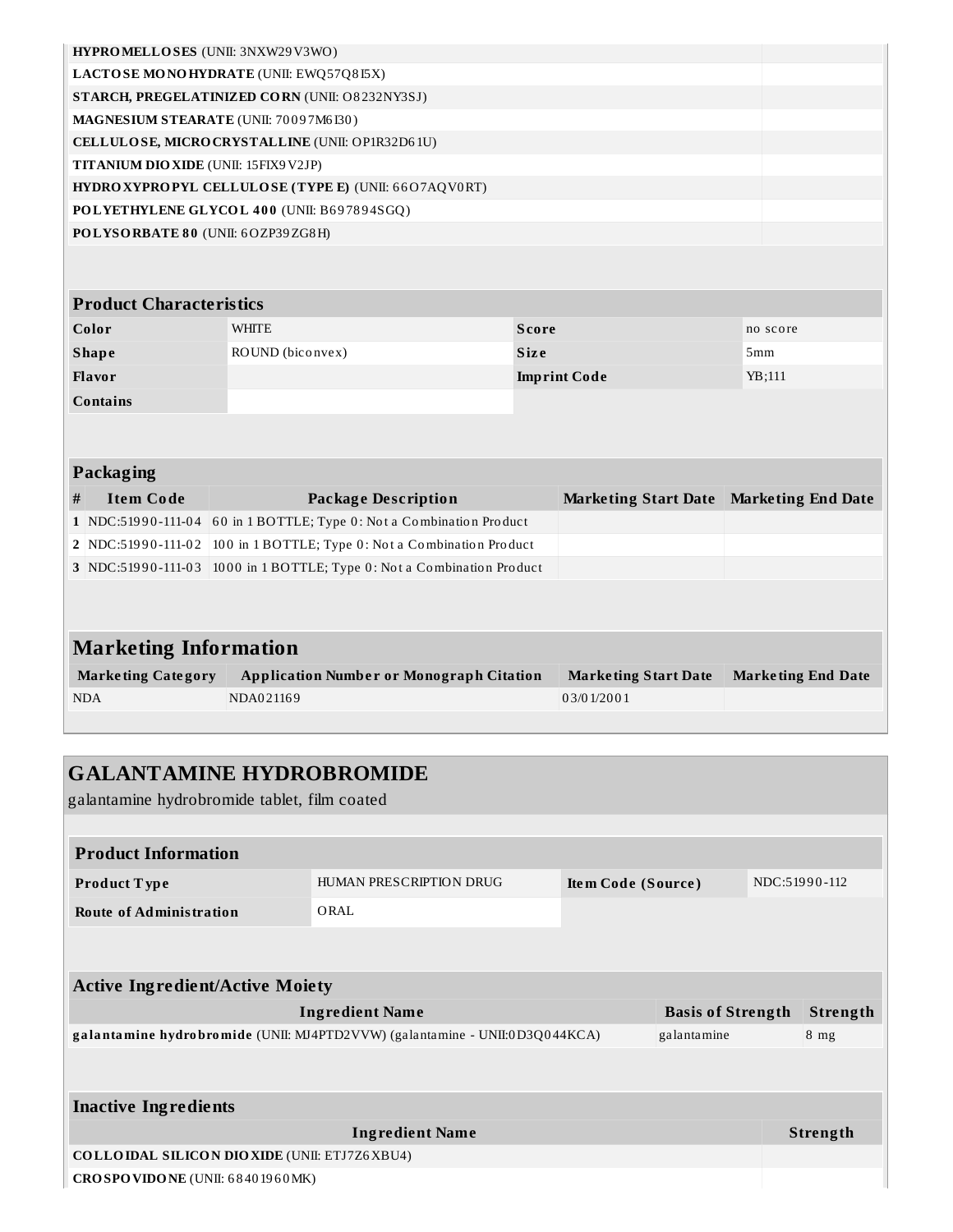| | |
|---|---|
| **HYPROMELLOSES** (UNII: 3NXW29V3WO) | |
| **LACTOSE MONOHYDRATE** (UNII: EWQ57Q8I5X) | |
| **STARCH, PREGELATINIZED CORN** (UNII: O8232NY3SJ) | |
| **MAGNESIUM STEARATE** (UNII: 70097M6I30) | |
| **CELLULOSE, MICROCRYSTALLINE** (UNII: OP1R32D61U) | |
| **TITANIUM DIOXIDE** (UNII: 15FIX9V2JP) | |
| **HYDROXYPROPYL CELLULOSE (TYPE E)** (UNII: 66O7AQV0RT) | |
| **POLYETHYLENE GLYCOL 400** (UNII: B697894SGQ) | |
| **POLYSORBATE 80** (UNII: 6OZP39ZG8H) | |

| Product Characteristics | | | |
|---|---|---|---|
| **Color** | WHITE | **Score** | no score |
| **Shape** | ROUND (biconvex) | **Size** | 5mm |
| **Flavor** | | **Imprint Code** | YB;111 |
| **Contains** | | | |

**Packaging**

| # | Item Code | Package Description | Marketing Start Date | Marketing End Date |
|---|---|---|---|---|
| 1 | NDC:51990-111-04 | 60 in 1 BOTTLE; Type 0: Not a Combination Product | | |
| 2 | NDC:51990-111-02 | 100 in 1 BOTTLE; Type 0: Not a Combination Product | | |
| 3 | NDC:51990-111-03 | 1000 in 1 BOTTLE; Type 0: Not a Combination Product | | |

**Marketing Information**

| Marketing Category | Application Number or Monograph Citation | Marketing Start Date | Marketing End Date |
|---|---|---|---|
| NDA | NDA021169 | 03/01/2001 | |

## GALANTAMINE HYDROBROMIDE

galantamine hydrobromide tablet, film coated

| Product Information | | | |
|---|---|---|---|
| **Product Type** | HUMAN PRESCRIPTION DRUG | **Item Code (Source)** | NDC:51990-112 |
| **Route of Administration** | ORAL | | |

**Active Ingredient/Active Moiety**

| Ingredient Name | Basis of Strength | Strength |
|---|---|---|
| **galantamine hydrobromide** (UNII: MJ4PTD2VVW) (galantamine - UNII:0D3Q044KCA) | galantamine | 8 mg |

**Inactive Ingredients**

| Ingredient Name | Strength |
|---|---|
| **COLLOIDAL SILICON DIOXIDE** (UNII: ETJ7Z6XBU4) | |
| **CROSPOVIDONE** (UNII: 68401960MK) | |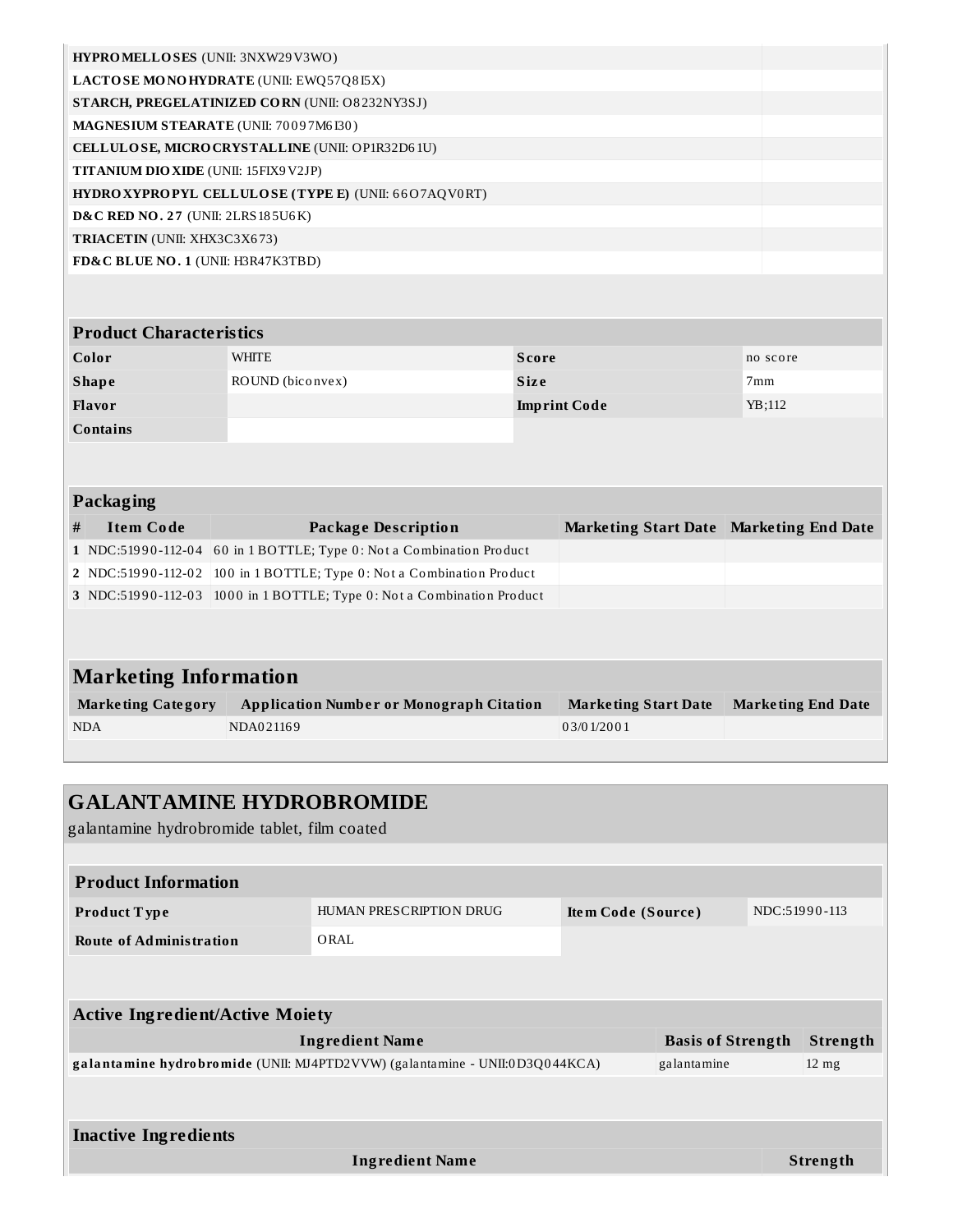| | |
|---|---|
| **HYPROMELLOSES** (UNII: 3NXW29V3WO) | |
| **LACTOSE MONOHYDRATE** (UNII: EWQ57Q8I5X) | |
| **STARCH, PREGELATINIZED CORN** (UNII: O8232NY3SJ) | |
| **MAGNESIUM STEARATE** (UNII: 70097M6I30) | |
| **CELLULOSE, MICROCRYSTALLINE** (UNII: OP1R32D61U) | |
| **TITANIUM DIOXIDE** (UNII: 15FIX9V2JP) | |
| **HYDROXYPROPYL CELLULOSE (TYPE E)** (UNII: 66O7AQV0RT) | |
| **D&C RED NO. 27** (UNII: 2LRS185U6K) | |
| **TRIACETIN** (UNII: XHX3C3X673) | |
| **FD&C BLUE NO. 1** (UNII: H3R47K3TBD) | |

| Product Characteristics | | | |
|---|---|---|---|
| **Color** | WHITE | **Score** | no score |
| **Shape** | ROUND (biconvex) | **Size** | 7mm |
| **Flavor** | | **Imprint Code** | YB;112 |
| **Contains** | | | |

**Packaging**

| # | Item Code | Package Description | Marketing Start Date | Marketing End Date |
|---|---|---|---|---|
| 1 | NDC:51990-112-04 | 60 in 1 BOTTLE; Type 0: Not a Combination Product | | |
| 2 | NDC:51990-112-02 | 100 in 1 BOTTLE; Type 0: Not a Combination Product | | |
| 3 | NDC:51990-112-03 | 1000 in 1 BOTTLE; Type 0: Not a Combination Product | | |

## Marketing Information

| Marketing Category | Application Number or Monograph Citation | Marketing Start Date | Marketing End Date |
|---|---|---|---|
| NDA | NDA021169 | 03/01/2001 | |

## GALANTAMINE HYDROBROMIDE

galantamine hydrobromide tablet, film coated

| Product Information | | | |
|---|---|---|---|
| **Product Type** | HUMAN PRESCRIPTION DRUG | **Item Code (Source)** | NDC:51990-113 |
| **Route of Administration** | ORAL | | |

**Active Ingredient/Active Moiety**

| Ingredient Name | Basis of Strength | Strength |
|---|---|---|
| **galantamine hydrobromide** (UNII: MJ4PTD2VVW) (galantamine - UNII:0D3Q044KCA) | galantamine | 12 mg |

**Inactive Ingredients**

| Ingredient Name | Strength |
|---|---|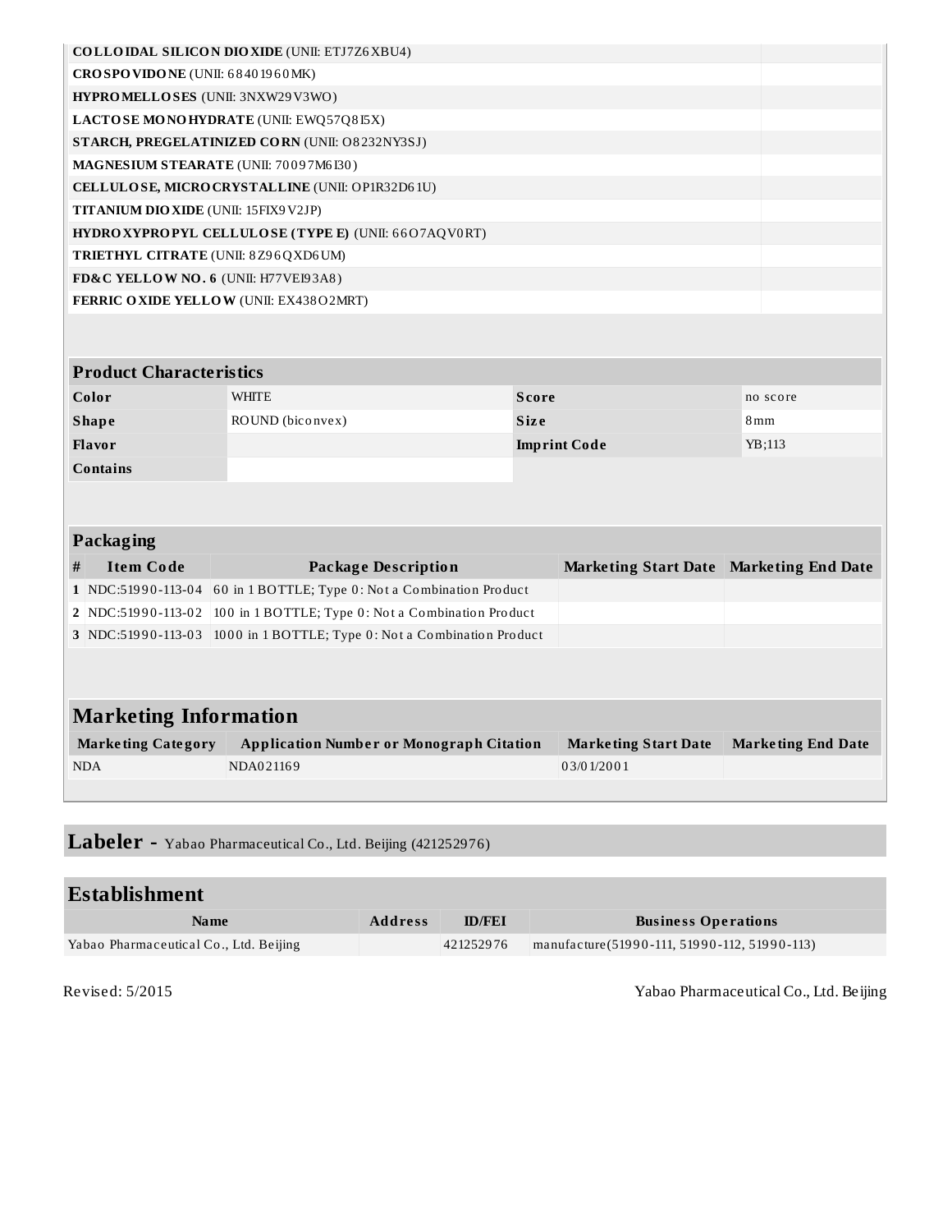| | |
|---|---|
| **COLLOIDAL SILICON DIOXIDE** (UNII: ETJ7Z6XBU4) | |
| **CROSPOVIDONE** (UNII: 68401960MK) | |
| **HYPROMELLOSES** (UNII: 3NXW29V3WO) | |
| **LACTOSE MONOHYDRATE** (UNII: EWQ57Q8I5X) | |
| **STARCH, PREGELATINIZED CORN** (UNII: O8232NY3SJ) | |
| **MAGNESIUM STEARATE** (UNII: 70097M6I30) | |
| **CELLULOSE, MICROCRYSTALLINE** (UNII: OP1R32D61U) | |
| **TITANIUM DIOXIDE** (UNII: 15FIX9V2JP) | |
| **HYDROXYPROPYL CELLULOSE (TYPE E)** (UNII: 66O7AQV0RT) | |
| **TRIETHYL CITRATE** (UNII: 8Z96QXD6UM) | |
| **FD&C YELLOW NO. 6** (UNII: H77VEI93A8) | |
| **FERRIC OXIDE YELLOW** (UNII: EX438O2MRT) | |

| Product Characteristics | | | |
|---|---|---|---|
| **Color** | WHITE | **Score** | no score |
| **Shape** | ROUND (biconvex) | **Size** | 8mm |
| **Flavor** | | **Imprint Code** | YB;113 |
| **Contains** | | | |

**Packaging**

| # | Item Code | Package Description | Marketing Start Date | Marketing End Date |
|---|---|---|---|---|
| 1 | NDC:51990-113-04 | 60 in 1 BOTTLE; Type 0: Not a Combination Product | | |
| 2 | NDC:51990-113-02 | 100 in 1 BOTTLE; Type 0: Not a Combination Product | | |
| 3 | NDC:51990-113-03 | 1000 in 1 BOTTLE; Type 0: Not a Combination Product | | |

**Marketing Information**

| Marketing Category | Application Number or Monograph Citation | Marketing Start Date | Marketing End Date |
|---|---|---|---|
| NDA | NDA021169 | 03/01/2001 | |

## Labeler - Yabao Pharmaceutical Co., Ltd. Beijing (421252976)

## Establishment

| Name | Address | ID/FEI | Business Operations |
|---|---|---|---|
| Yabao Pharmaceutical Co., Ltd. Beijing | | 421252976 | manufacture(51990-111, 51990-112, 51990-113) |

Revised: 5/2015

Yabao Pharmaceutical Co., Ltd. Beijing